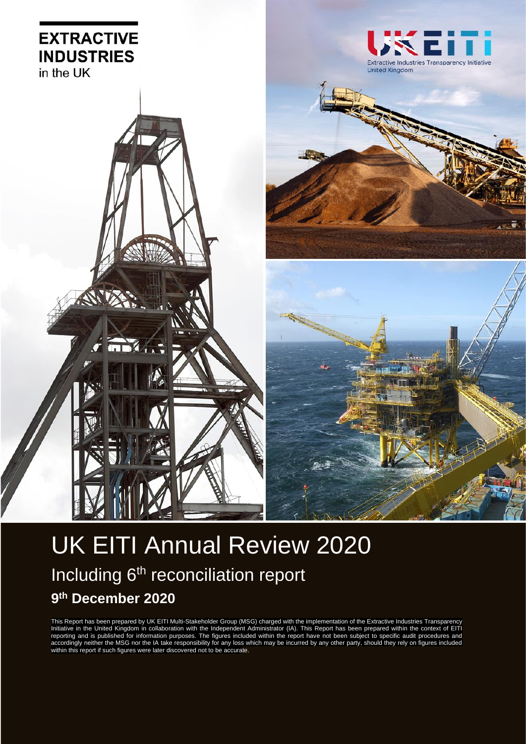**EXTRACTIVE INDUSTRIES**
in the UK

UK EITI
Extractive Industries Transparency Initiative
United Kingdom

# UK EITI Annual Review 2020

## Including 6th reconciliation report

### 9th December 2020

This Report has been prepared by UK EITI Multi-Stakeholder Group (MSG) charged with the implementation of the Extractive Industries Transparency Initiative in the United Kingdom in collaboration with the Independent Administrator (IA). This Report has been prepared within the context of EITI reporting and is published for information purposes. The figures included within the report have not been subject to specific audit procedures and accordingly neither the MSG nor the IA take responsibility for any loss which may be incurred by any other party, should they rely on figures included within this report if such figures were later discovered not to be accurate.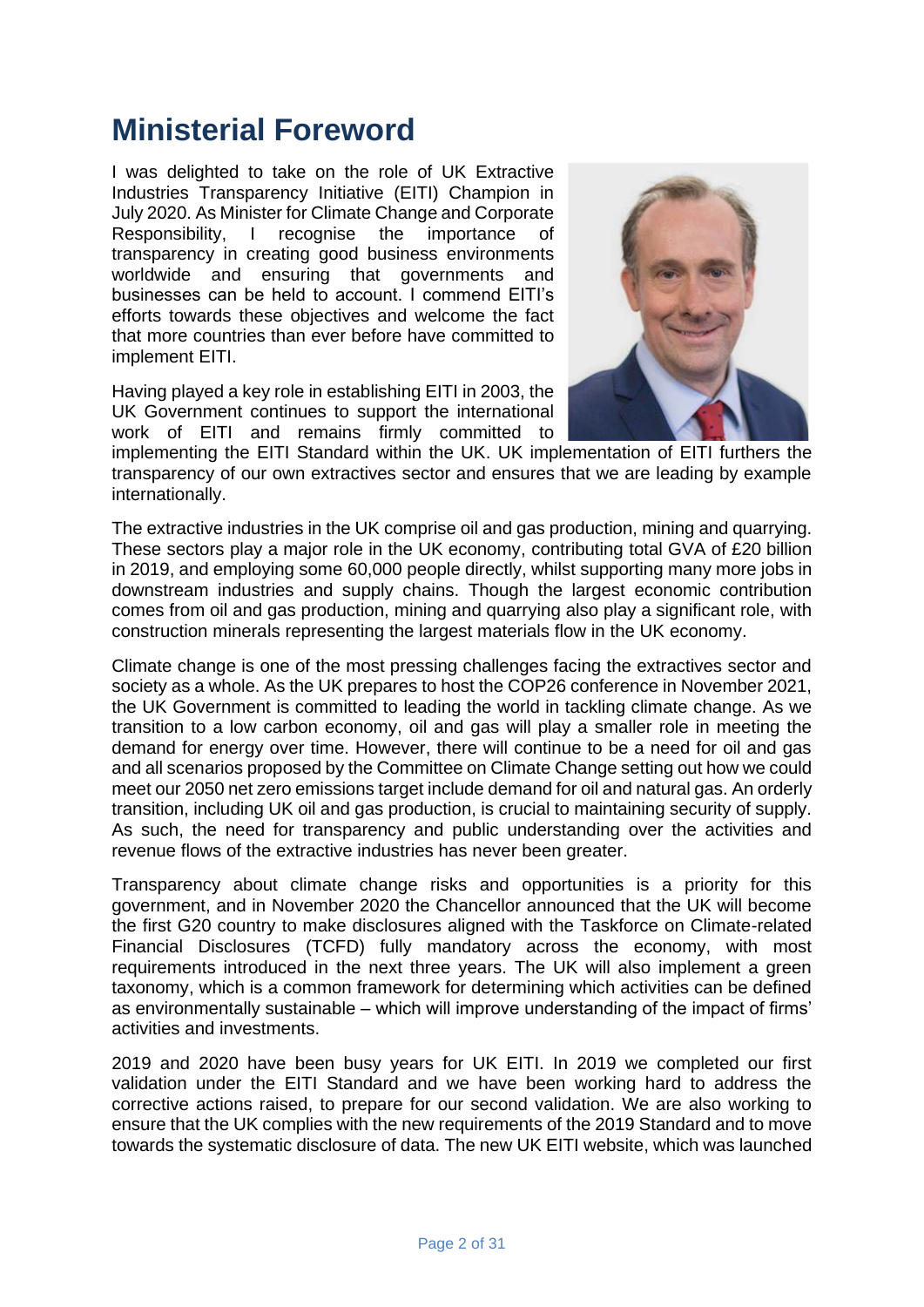# Ministerial Foreword

I was delighted to take on the role of UK Extractive Industries Transparency Initiative (EITI) Champion in July 2020. As Minister for Climate Change and Corporate Responsibility, I recognise the importance of transparency in creating good business environments worldwide and ensuring that governments and businesses can be held to account. I commend EITI's efforts towards these objectives and welcome the fact that more countries than ever before have committed to implement EITI.

Having played a key role in establishing EITI in 2003, the UK Government continues to support the international work of EITI and remains firmly committed to implementing the EITI Standard within the UK. UK implementation of EITI furthers the transparency of our own extractives sector and ensures that we are leading by example internationally.

The extractive industries in the UK comprise oil and gas production, mining and quarrying. These sectors play a major role in the UK economy, contributing total GVA of £20 billion in 2019, and employing some 60,000 people directly, whilst supporting many more jobs in downstream industries and supply chains. Though the largest economic contribution comes from oil and gas production, mining and quarrying also play a significant role, with construction minerals representing the largest materials flow in the UK economy.

Climate change is one of the most pressing challenges facing the extractives sector and society as a whole. As the UK prepares to host the COP26 conference in November 2021, the UK Government is committed to leading the world in tackling climate change. As we transition to a low carbon economy, oil and gas will play a smaller role in meeting the demand for energy over time. However, there will continue to be a need for oil and gas and all scenarios proposed by the Committee on Climate Change setting out how we could meet our 2050 net zero emissions target include demand for oil and natural gas. An orderly transition, including UK oil and gas production, is crucial to maintaining security of supply. As such, the need for transparency and public understanding over the activities and revenue flows of the extractive industries has never been greater.

Transparency about climate change risks and opportunities is a priority for this government, and in November 2020 the Chancellor announced that the UK will become the first G20 country to make disclosures aligned with the Taskforce on Climate-related Financial Disclosures (TCFD) fully mandatory across the economy, with most requirements introduced in the next three years. The UK will also implement a green taxonomy, which is a common framework for determining which activities can be defined as environmentally sustainable – which will improve understanding of the impact of firms' activities and investments.

2019 and 2020 have been busy years for UK EITI. In 2019 we completed our first validation under the EITI Standard and we have been working hard to address the corrective actions raised, to prepare for our second validation. We are also working to ensure that the UK complies with the new requirements of the 2019 Standard and to move towards the systematic disclosure of data. The new UK EITI website, which was launched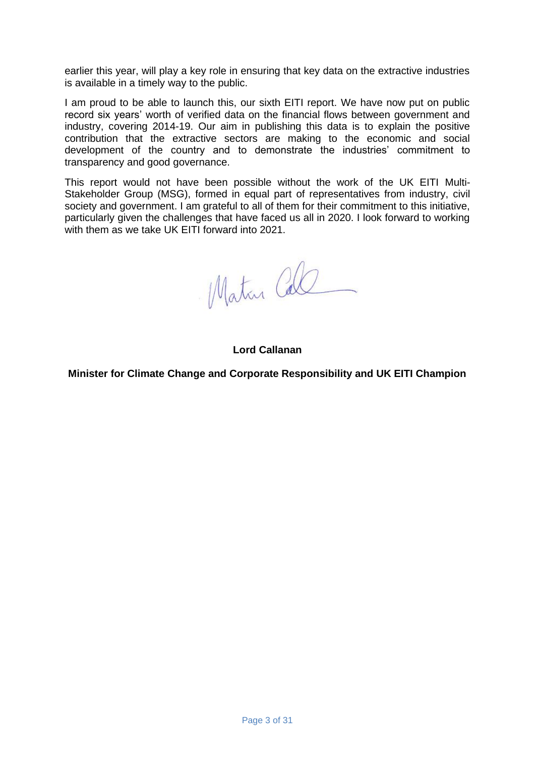earlier this year, will play a key role in ensuring that key data on the extractive industries is available in a timely way to the public.

I am proud to be able to launch this, our sixth EITI report. We have now put on public record six years' worth of verified data on the financial flows between government and industry, covering 2014-19. Our aim in publishing this data is to explain the positive contribution that the extractive sectors are making to the economic and social development of the country and to demonstrate the industries' commitment to transparency and good governance.

This report would not have been possible without the work of the UK EITI Multi-Stakeholder Group (MSG), formed in equal part of representatives from industry, civil society and government. I am grateful to all of them for their commitment to this initiative, particularly given the challenges that have faced us all in 2020. I look forward to working with them as we take UK EITI forward into 2021.

**Lord Callanan**

**Minister for Climate Change and Corporate Responsibility and UK EITI Champion**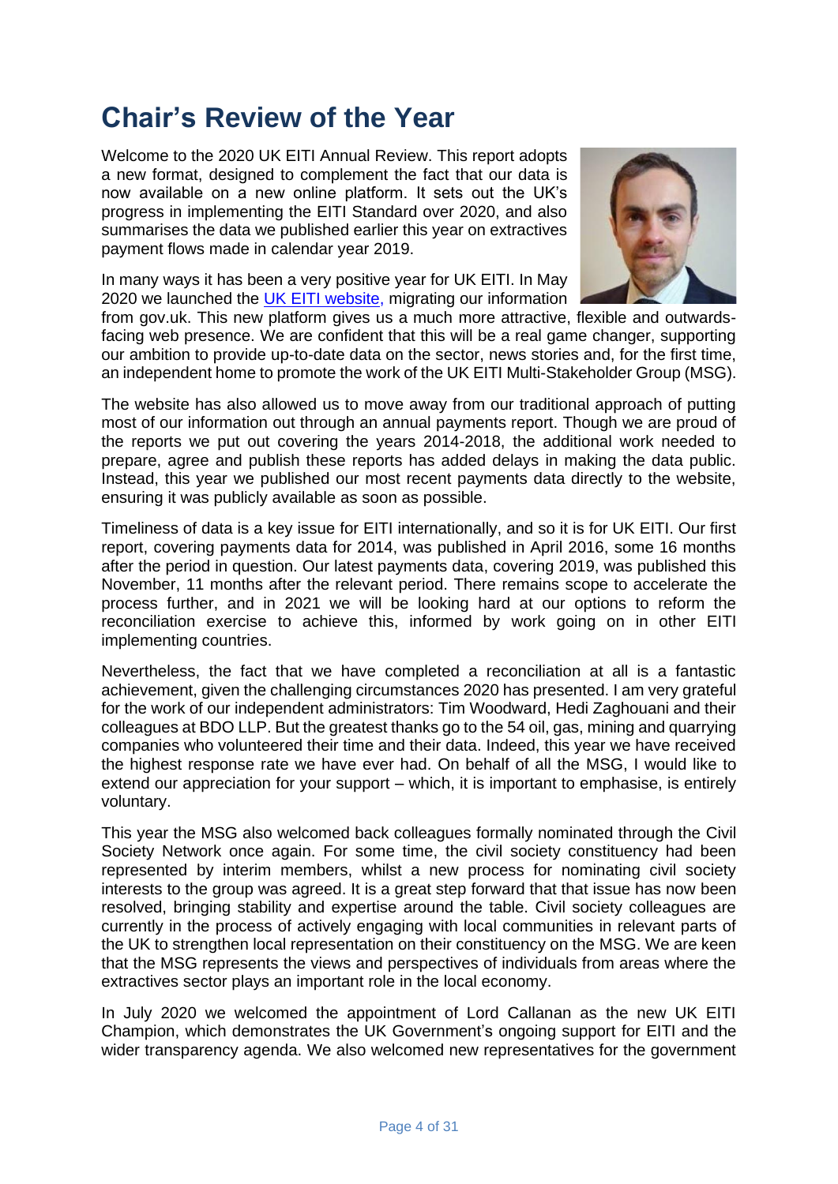# Chair's Review of the Year

Welcome to the 2020 UK EITI Annual Review. This report adopts a new format, designed to complement the fact that our data is now available on a new online platform. It sets out the UK's progress in implementing the EITI Standard over 2020, and also summarises the data we published earlier this year on extractives payment flows made in calendar year 2019.

In many ways it has been a very positive year for UK EITI. In May 2020 we launched the UK EITI website, migrating our information from gov.uk. This new platform gives us a much more attractive, flexible and outwards-facing web presence. We are confident that this will be a real game changer, supporting our ambition to provide up-to-date data on the sector, news stories and, for the first time, an independent home to promote the work of the UK EITI Multi-Stakeholder Group (MSG).

The website has also allowed us to move away from our traditional approach of putting most of our information out through an annual payments report. Though we are proud of the reports we put out covering the years 2014-2018, the additional work needed to prepare, agree and publish these reports has added delays in making the data public. Instead, this year we published our most recent payments data directly to the website, ensuring it was publicly available as soon as possible.

Timeliness of data is a key issue for EITI internationally, and so it is for UK EITI. Our first report, covering payments data for 2014, was published in April 2016, some 16 months after the period in question. Our latest payments data, covering 2019, was published this November, 11 months after the relevant period. There remains scope to accelerate the process further, and in 2021 we will be looking hard at our options to reform the reconciliation exercise to achieve this, informed by work going on in other EITI implementing countries.

Nevertheless, the fact that we have completed a reconciliation at all is a fantastic achievement, given the challenging circumstances 2020 has presented. I am very grateful for the work of our independent administrators: Tim Woodward, Hedi Zaghouani and their colleagues at BDO LLP. But the greatest thanks go to the 54 oil, gas, mining and quarrying companies who volunteered their time and their data. Indeed, this year we have received the highest response rate we have ever had. On behalf of all the MSG, I would like to extend our appreciation for your support – which, it is important to emphasise, is entirely voluntary.

This year the MSG also welcomed back colleagues formally nominated through the Civil Society Network once again. For some time, the civil society constituency had been represented by interim members, whilst a new process for nominating civil society interests to the group was agreed. It is a great step forward that that issue has now been resolved, bringing stability and expertise around the table. Civil society colleagues are currently in the process of actively engaging with local communities in relevant parts of the UK to strengthen local representation on their constituency on the MSG. We are keen that the MSG represents the views and perspectives of individuals from areas where the extractives sector plays an important role in the local economy.

In July 2020 we welcomed the appointment of Lord Callanan as the new UK EITI Champion, which demonstrates the UK Government's ongoing support for EITI and the wider transparency agenda. We also welcomed new representatives for the government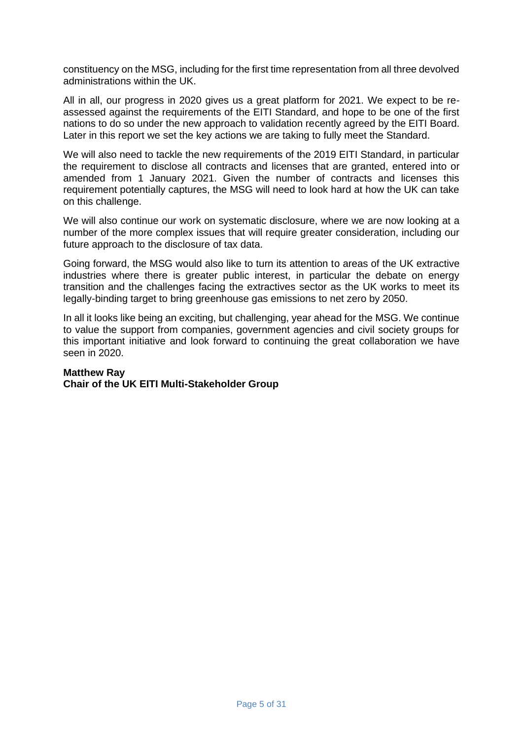constituency on the MSG, including for the first time representation from all three devolved administrations within the UK.

All in all, our progress in 2020 gives us a great platform for 2021. We expect to be re-assessed against the requirements of the EITI Standard, and hope to be one of the first nations to do so under the new approach to validation recently agreed by the EITI Board. Later in this report we set the key actions we are taking to fully meet the Standard.

We will also need to tackle the new requirements of the 2019 EITI Standard, in particular the requirement to disclose all contracts and licenses that are granted, entered into or amended from 1 January 2021. Given the number of contracts and licenses this requirement potentially captures, the MSG will need to look hard at how the UK can take on this challenge.

We will also continue our work on systematic disclosure, where we are now looking at a number of the more complex issues that will require greater consideration, including our future approach to the disclosure of tax data.

Going forward, the MSG would also like to turn its attention to areas of the UK extractive industries where there is greater public interest, in particular the debate on energy transition and the challenges facing the extractives sector as the UK works to meet its legally-binding target to bring greenhouse gas emissions to net zero by 2050.

In all it looks like being an exciting, but challenging, year ahead for the MSG. We continue to value the support from companies, government agencies and civil society groups for this important initiative and look forward to continuing the great collaboration we have seen in 2020.

**Matthew Ray**
**Chair of the UK EITI Multi-Stakeholder Group**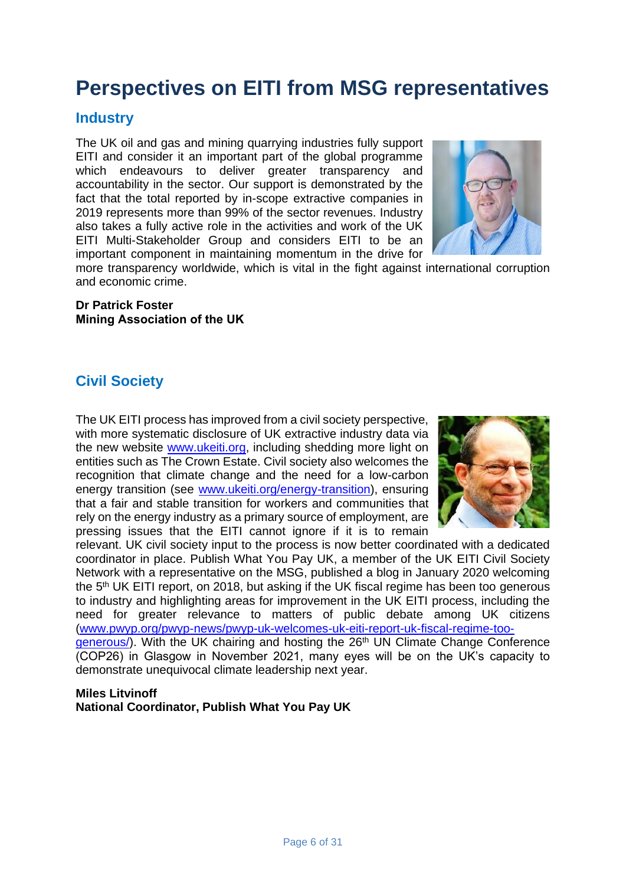# Perspectives on EITI from MSG representatives

## Industry

The UK oil and gas and mining quarrying industries fully support EITI and consider it an important part of the global programme which endeavours to deliver greater transparency and accountability in the sector. Our support is demonstrated by the fact that the total reported by in-scope extractive companies in 2019 represents more than 99% of the sector revenues. Industry also takes a fully active role in the activities and work of the UK EITI Multi-Stakeholder Group and considers EITI to be an important component in maintaining momentum in the drive for more transparency worldwide, which is vital in the fight against international corruption and economic crime.

**Dr Patrick Foster**
**Mining Association of the UK**

## Civil Society

The UK EITI process has improved from a civil society perspective, with more systematic disclosure of UK extractive industry data via the new website [www.ukeiti.org](www.ukeiti.org), including shedding more light on entities such as The Crown Estate. Civil society also welcomes the recognition that climate change and the need for a low-carbon energy transition (see [www.ukeiti.org/energy-transition](www.ukeiti.org/energy-transition)), ensuring that a fair and stable transition for workers and communities that rely on the energy industry as a primary source of employment, are pressing issues that the EITI cannot ignore if it is to remain relevant. UK civil society input to the process is now better coordinated with a dedicated coordinator in place. Publish What You Pay UK, a member of the UK EITI Civil Society Network with a representative on the MSG, published a blog in January 2020 welcoming the 5th UK EITI report, on 2018, but asking if the UK fiscal regime has been too generous to industry and highlighting areas for improvement in the UK EITI process, including the need for greater relevance to matters of public debate among UK citizens ([www.pwyp.org/pwyp-news/pwyp-uk-welcomes-uk-eiti-report-uk-fiscal-regime-too-generous/](www.pwyp.org/pwyp-news/pwyp-uk-welcomes-uk-eiti-report-uk-fiscal-regime-too-generous/)). With the UK chairing and hosting the 26th UN Climate Change Conference (COP26) in Glasgow in November 2021, many eyes will be on the UK's capacity to demonstrate unequivocal climate leadership next year.

**Miles Litvinoff**
**National Coordinator, Publish What You Pay UK**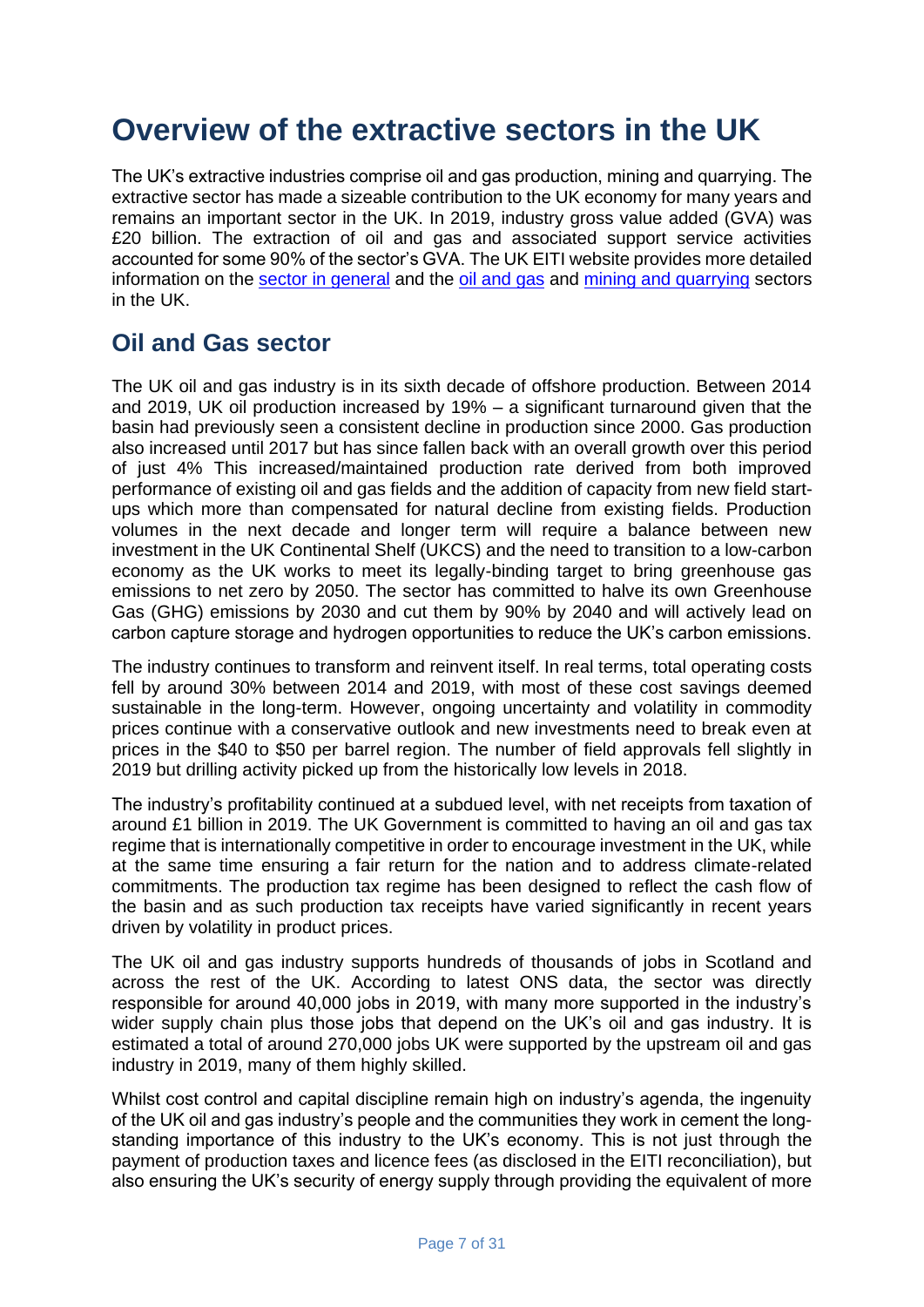# Overview of the extractive sectors in the UK

The UK's extractive industries comprise oil and gas production, mining and quarrying. The extractive sector has made a sizeable contribution to the UK economy for many years and remains an important sector in the UK. In 2019, industry gross value added (GVA) was £20 billion. The extraction of oil and gas and associated support service activities accounted for some 90% of the sector's GVA. The UK EITI website provides more detailed information on the sector in general and the oil and gas and mining and quarrying sectors in the UK.

## Oil and Gas sector

The UK oil and gas industry is in its sixth decade of offshore production. Between 2014 and 2019, UK oil production increased by 19% – a significant turnaround given that the basin had previously seen a consistent decline in production since 2000. Gas production also increased until 2017 but has since fallen back with an overall growth over this period of just 4% This increased/maintained production rate derived from both improved performance of existing oil and gas fields and the addition of capacity from new field start-ups which more than compensated for natural decline from existing fields. Production volumes in the next decade and longer term will require a balance between new investment in the UK Continental Shelf (UKCS) and the need to transition to a low-carbon economy as the UK works to meet its legally-binding target to bring greenhouse gas emissions to net zero by 2050. The sector has committed to halve its own Greenhouse Gas (GHG) emissions by 2030 and cut them by 90% by 2040 and will actively lead on carbon capture storage and hydrogen opportunities to reduce the UK's carbon emissions.

The industry continues to transform and reinvent itself. In real terms, total operating costs fell by around 30% between 2014 and 2019, with most of these cost savings deemed sustainable in the long-term. However, ongoing uncertainty and volatility in commodity prices continue with a conservative outlook and new investments need to break even at prices in the $40 to $50 per barrel region. The number of field approvals fell slightly in 2019 but drilling activity picked up from the historically low levels in 2018.

The industry's profitability continued at a subdued level, with net receipts from taxation of around £1 billion in 2019. The UK Government is committed to having an oil and gas tax regime that is internationally competitive in order to encourage investment in the UK, while at the same time ensuring a fair return for the nation and to address climate-related commitments. The production tax regime has been designed to reflect the cash flow of the basin and as such production tax receipts have varied significantly in recent years driven by volatility in product prices.

The UK oil and gas industry supports hundreds of thousands of jobs in Scotland and across the rest of the UK. According to latest ONS data, the sector was directly responsible for around 40,000 jobs in 2019, with many more supported in the industry's wider supply chain plus those jobs that depend on the UK's oil and gas industry. It is estimated a total of around 270,000 jobs UK were supported by the upstream oil and gas industry in 2019, many of them highly skilled.

Whilst cost control and capital discipline remain high on industry's agenda, the ingenuity of the UK oil and gas industry's people and the communities they work in cement the long-standing importance of this industry to the UK's economy. This is not just through the payment of production taxes and licence fees (as disclosed in the EITI reconciliation), but also ensuring the UK's security of energy supply through providing the equivalent of more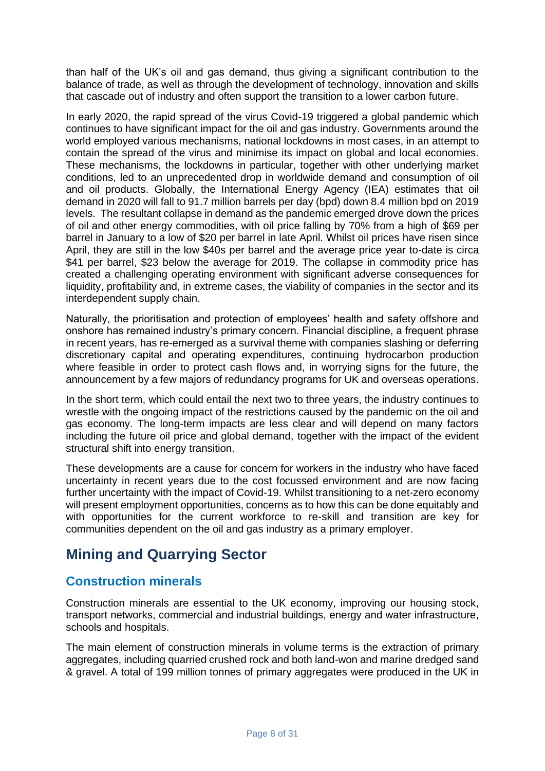than half of the UK's oil and gas demand, thus giving a significant contribution to the balance of trade, as well as through the development of technology, innovation and skills that cascade out of industry and often support the transition to a lower carbon future.

In early 2020, the rapid spread of the virus Covid-19 triggered a global pandemic which continues to have significant impact for the oil and gas industry. Governments around the world employed various mechanisms, national lockdowns in most cases, in an attempt to contain the spread of the virus and minimise its impact on global and local economies. These mechanisms, the lockdowns in particular, together with other underlying market conditions, led to an unprecedented drop in worldwide demand and consumption of oil and oil products. Globally, the International Energy Agency (IEA) estimates that oil demand in 2020 will fall to 91.7 million barrels per day (bpd) down 8.4 million bpd on 2019 levels. The resultant collapse in demand as the pandemic emerged drove down the prices of oil and other energy commodities, with oil price falling by 70% from a high of $69 per barrel in January to a low of $20 per barrel in late April. Whilst oil prices have risen since April, they are still in the low $40s per barrel and the average price year to-date is circa $41 per barrel, $23 below the average for 2019. The collapse in commodity price has created a challenging operating environment with significant adverse consequences for liquidity, profitability and, in extreme cases, the viability of companies in the sector and its interdependent supply chain.

Naturally, the prioritisation and protection of employees' health and safety offshore and onshore has remained industry's primary concern. Financial discipline, a frequent phrase in recent years, has re-emerged as a survival theme with companies slashing or deferring discretionary capital and operating expenditures, continuing hydrocarbon production where feasible in order to protect cash flows and, in worrying signs for the future, the announcement by a few majors of redundancy programs for UK and overseas operations.

In the short term, which could entail the next two to three years, the industry continues to wrestle with the ongoing impact of the restrictions caused by the pandemic on the oil and gas economy. The long-term impacts are less clear and will depend on many factors including the future oil price and global demand, together with the impact of the evident structural shift into energy transition.

These developments are a cause for concern for workers in the industry who have faced uncertainty in recent years due to the cost focussed environment and are now facing further uncertainty with the impact of Covid-19. Whilst transitioning to a net-zero economy will present employment opportunities, concerns as to how this can be done equitably and with opportunities for the current workforce to re-skill and transition are key for communities dependent on the oil and gas industry as a primary employer.

## Mining and Quarrying Sector

### Construction minerals

Construction minerals are essential to the UK economy, improving our housing stock, transport networks, commercial and industrial buildings, energy and water infrastructure, schools and hospitals.

The main element of construction minerals in volume terms is the extraction of primary aggregates, including quarried crushed rock and both land-won and marine dredged sand & gravel. A total of 199 million tonnes of primary aggregates were produced in the UK in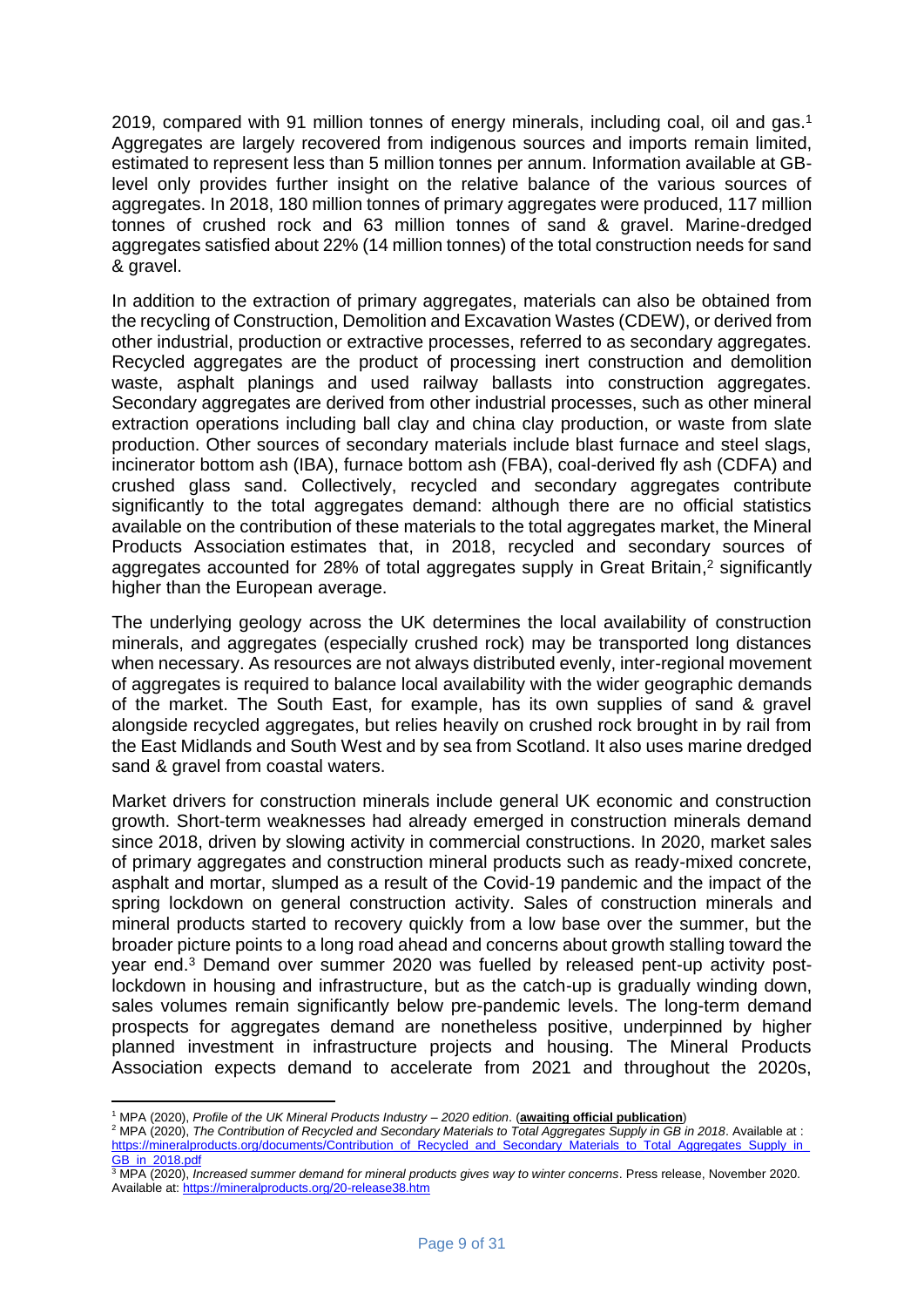2019, compared with 91 million tonnes of energy minerals, including coal, oil and gas.[1] Aggregates are largely recovered from indigenous sources and imports remain limited, estimated to represent less than 5 million tonnes per annum. Information available at GB-level only provides further insight on the relative balance of the various sources of aggregates. In 2018, 180 million tonnes of primary aggregates were produced, 117 million tonnes of crushed rock and 63 million tonnes of sand & gravel. Marine-dredged aggregates satisfied about 22% (14 million tonnes) of the total construction needs for sand & gravel.

In addition to the extraction of primary aggregates, materials can also be obtained from the recycling of Construction, Demolition and Excavation Wastes (CDEW), or derived from other industrial, production or extractive processes, referred to as secondary aggregates. Recycled aggregates are the product of processing inert construction and demolition waste, asphalt planings and used railway ballasts into construction aggregates. Secondary aggregates are derived from other industrial processes, such as other mineral extraction operations including ball clay and china clay production, or waste from slate production. Other sources of secondary materials include blast furnace and steel slags, incinerator bottom ash (IBA), furnace bottom ash (FBA), coal-derived fly ash (CDFA) and crushed glass sand. Collectively, recycled and secondary aggregates contribute significantly to the total aggregates demand: although there are no official statistics available on the contribution of these materials to the total aggregates market, the Mineral Products Association estimates that, in 2018, recycled and secondary sources of aggregates accounted for 28% of total aggregates supply in Great Britain,[2] significantly higher than the European average.

The underlying geology across the UK determines the local availability of construction minerals, and aggregates (especially crushed rock) may be transported long distances when necessary. As resources are not always distributed evenly, inter-regional movement of aggregates is required to balance local availability with the wider geographic demands of the market. The South East, for example, has its own supplies of sand & gravel alongside recycled aggregates, but relies heavily on crushed rock brought in by rail from the East Midlands and South West and by sea from Scotland. It also uses marine dredged sand & gravel from coastal waters.

Market drivers for construction minerals include general UK economic and construction growth. Short-term weaknesses had already emerged in construction minerals demand since 2018, driven by slowing activity in commercial constructions. In 2020, market sales of primary aggregates and construction mineral products such as ready-mixed concrete, asphalt and mortar, slumped as a result of the Covid-19 pandemic and the impact of the spring lockdown on general construction activity. Sales of construction minerals and mineral products started to recovery quickly from a low base over the summer, but the broader picture points to a long road ahead and concerns about growth stalling toward the year end.[3] Demand over summer 2020 was fuelled by released pent-up activity post-lockdown in housing and infrastructure, but as the catch-up is gradually winding down, sales volumes remain significantly below pre-pandemic levels. The long-term demand prospects for aggregates demand are nonetheless positive, underpinned by higher planned investment in infrastructure projects and housing. The Mineral Products Association expects demand to accelerate from 2021 and throughout the 2020s,

---

[1] MPA (2020), *Profile of the UK Mineral Products Industry – 2020 edition*. (**awaiting official publication**)

[2] MPA (2020), *The Contribution of Recycled and Secondary Materials to Total Aggregates Supply in GB in 2018*. Available at : https://mineralproducts.org/documents/Contribution_of_Recycled_and_Secondary_Materials_to_Total_Aggregates_Supply_in_GB_in_2018.pdf

[3] MPA (2020), *Increased summer demand for mineral products gives way to winter concerns*. Press release, November 2020. Available at: https://mineralproducts.org/20-release38.htm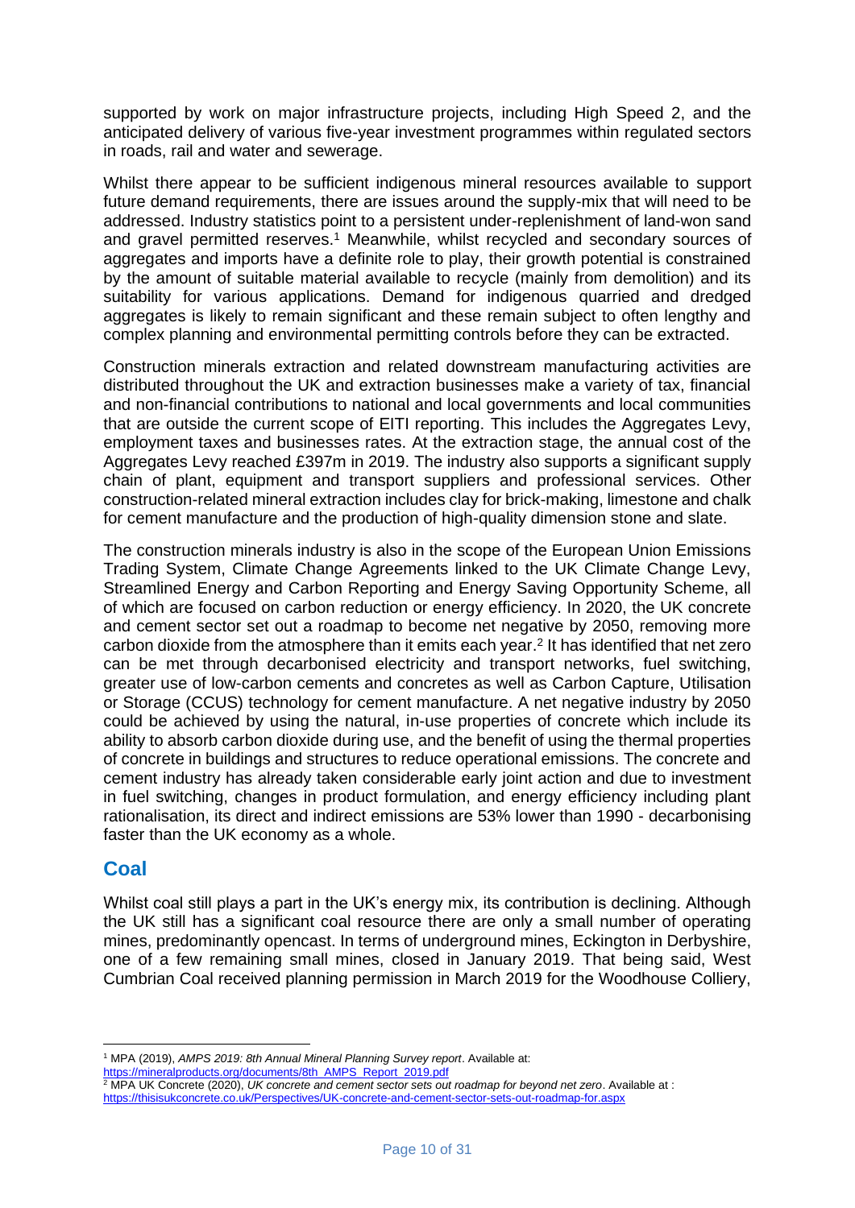supported by work on major infrastructure projects, including High Speed 2, and the anticipated delivery of various five-year investment programmes within regulated sectors in roads, rail and water and sewerage.

Whilst there appear to be sufficient indigenous mineral resources available to support future demand requirements, there are issues around the supply-mix that will need to be addressed. Industry statistics point to a persistent under-replenishment of land-won sand and gravel permitted reserves.[1] Meanwhile, whilst recycled and secondary sources of aggregates and imports have a definite role to play, their growth potential is constrained by the amount of suitable material available to recycle (mainly from demolition) and its suitability for various applications. Demand for indigenous quarried and dredged aggregates is likely to remain significant and these remain subject to often lengthy and complex planning and environmental permitting controls before they can be extracted.

Construction minerals extraction and related downstream manufacturing activities are distributed throughout the UK and extraction businesses make a variety of tax, financial and non-financial contributions to national and local governments and local communities that are outside the current scope of EITI reporting. This includes the Aggregates Levy, employment taxes and businesses rates. At the extraction stage, the annual cost of the Aggregates Levy reached £397m in 2019. The industry also supports a significant supply chain of plant, equipment and transport suppliers and professional services. Other construction-related mineral extraction includes clay for brick-making, limestone and chalk for cement manufacture and the production of high-quality dimension stone and slate.

The construction minerals industry is also in the scope of the European Union Emissions Trading System, Climate Change Agreements linked to the UK Climate Change Levy, Streamlined Energy and Carbon Reporting and Energy Saving Opportunity Scheme, all of which are focused on carbon reduction or energy efficiency. In 2020, the UK concrete and cement sector set out a roadmap to become net negative by 2050, removing more carbon dioxide from the atmosphere than it emits each year.[2] It has identified that net zero can be met through decarbonised electricity and transport networks, fuel switching, greater use of low-carbon cements and concretes as well as Carbon Capture, Utilisation or Storage (CCUS) technology for cement manufacture. A net negative industry by 2050 could be achieved by using the natural, in-use properties of concrete which include its ability to absorb carbon dioxide during use, and the benefit of using the thermal properties of concrete in buildings and structures to reduce operational emissions. The concrete and cement industry has already taken considerable early joint action and due to investment in fuel switching, changes in product formulation, and energy efficiency including plant rationalisation, its direct and indirect emissions are 53% lower than 1990 - decarbonising faster than the UK economy as a whole.

## Coal

Whilst coal still plays a part in the UK's energy mix, its contribution is declining. Although the UK still has a significant coal resource there are only a small number of operating mines, predominantly opencast. In terms of underground mines, Eckington in Derbyshire, one of a few remaining small mines, closed in January 2019. That being said, West Cumbrian Coal received planning permission in March 2019 for the Woodhouse Colliery,

---

[1] MPA (2019), *AMPS 2019: 8th Annual Mineral Planning Survey report*. Available at: https://mineralproducts.org/documents/8th_AMPS_Report_2019.pdf

[2] MPA UK Concrete (2020), *UK concrete and cement sector sets out roadmap for beyond net zero*. Available at : https://thisisukconcrete.co.uk/Perspectives/UK-concrete-and-cement-sector-sets-out-roadmap-for.aspx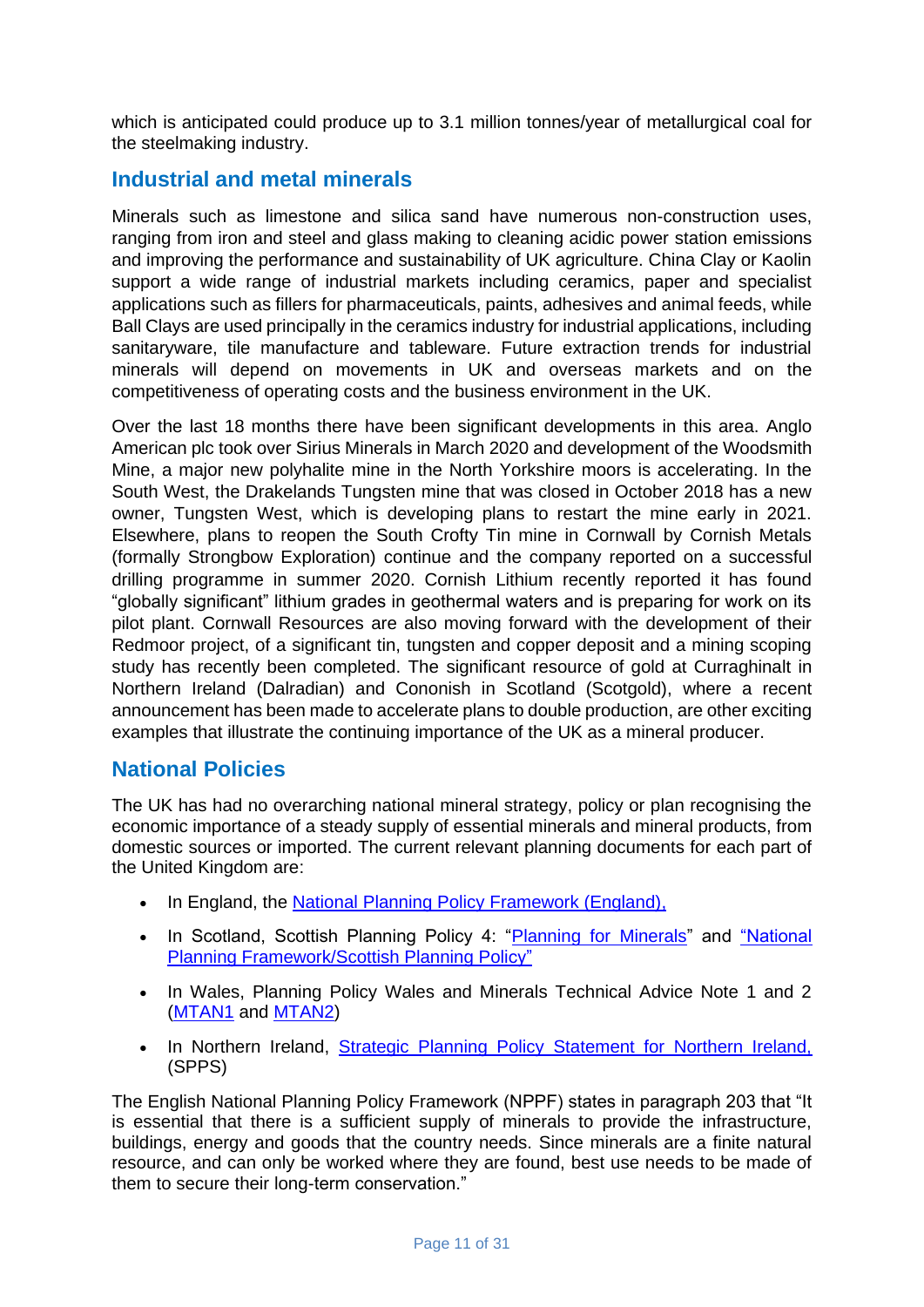which is anticipated could produce up to 3.1 million tonnes/year of metallurgical coal for the steelmaking industry.

## Industrial and metal minerals

Minerals such as limestone and silica sand have numerous non-construction uses, ranging from iron and steel and glass making to cleaning acidic power station emissions and improving the performance and sustainability of UK agriculture. China Clay or Kaolin support a wide range of industrial markets including ceramics, paper and specialist applications such as fillers for pharmaceuticals, paints, adhesives and animal feeds, while Ball Clays are used principally in the ceramics industry for industrial applications, including sanitaryware, tile manufacture and tableware. Future extraction trends for industrial minerals will depend on movements in UK and overseas markets and on the competitiveness of operating costs and the business environment in the UK.

Over the last 18 months there have been significant developments in this area. Anglo American plc took over Sirius Minerals in March 2020 and development of the Woodsmith Mine, a major new polyhalite mine in the North Yorkshire moors is accelerating. In the South West, the Drakelands Tungsten mine that was closed in October 2018 has a new owner, Tungsten West, which is developing plans to restart the mine early in 2021. Elsewhere, plans to reopen the South Crofty Tin mine in Cornwall by Cornish Metals (formally Strongbow Exploration) continue and the company reported on a successful drilling programme in summer 2020. Cornish Lithium recently reported it has found "globally significant" lithium grades in geothermal waters and is preparing for work on its pilot plant. Cornwall Resources are also moving forward with the development of their Redmoor project, of a significant tin, tungsten and copper deposit and a mining scoping study has recently been completed. The significant resource of gold at Curraghinalt in Northern Ireland (Dalradian) and Cononish in Scotland (Scotgold), where a recent announcement has been made to accelerate plans to double production, are other exciting examples that illustrate the continuing importance of the UK as a mineral producer.

## National Policies

The UK has had no overarching national mineral strategy, policy or plan recognising the economic importance of a steady supply of essential minerals and mineral products, from domestic sources or imported. The current relevant planning documents for each part of the United Kingdom are:

- In England, the National Planning Policy Framework (England),
- In Scotland, Scottish Planning Policy 4: "Planning for Minerals" and "National Planning Framework/Scottish Planning Policy"
- In Wales, Planning Policy Wales and Minerals Technical Advice Note 1 and 2 (MTAN1 and MTAN2)
- In Northern Ireland, Strategic Planning Policy Statement for Northern Ireland, (SPPS)

The English National Planning Policy Framework (NPPF) states in paragraph 203 that "It is essential that there is a sufficient supply of minerals to provide the infrastructure, buildings, energy and goods that the country needs. Since minerals are a finite natural resource, and can only be worked where they are found, best use needs to be made of them to secure their long-term conservation."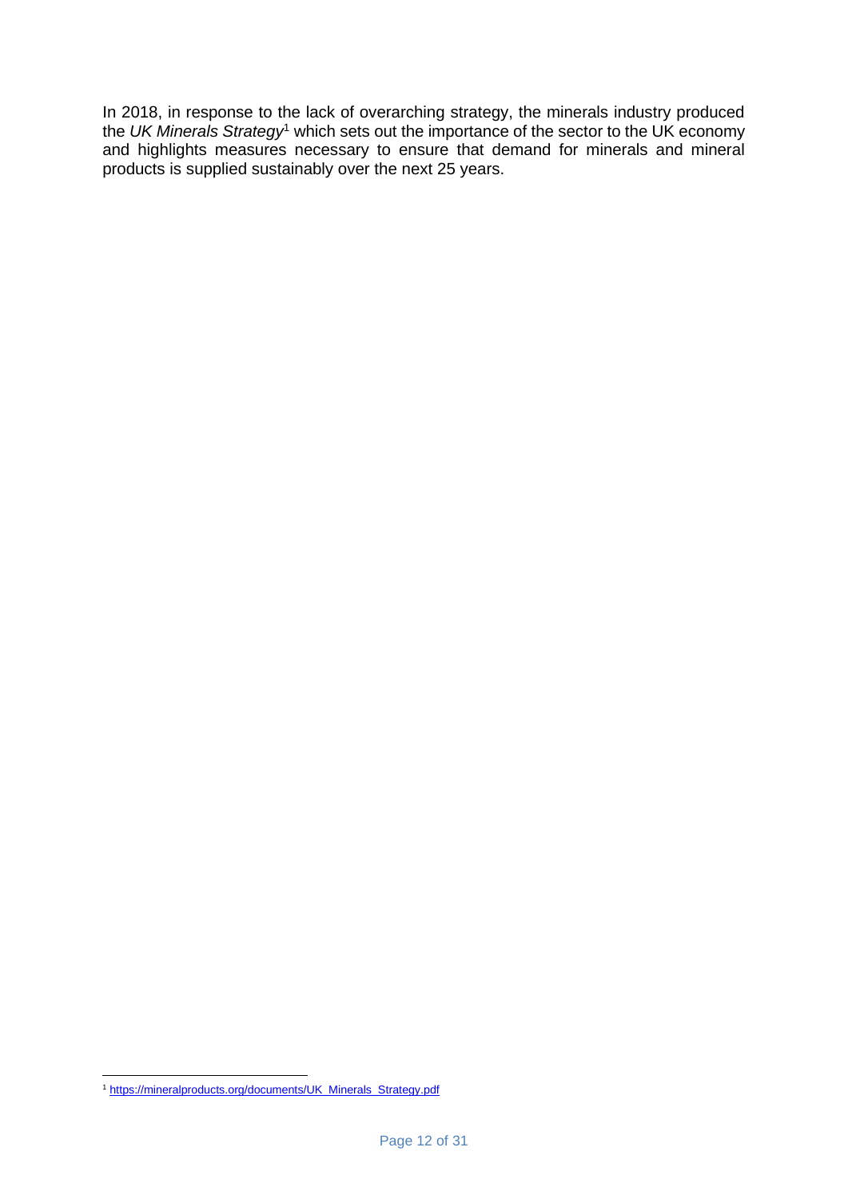In 2018, in response to the lack of overarching strategy, the minerals industry produced the *UK Minerals Strategy*[1] which sets out the importance of the sector to the UK economy and highlights measures necessary to ensure that demand for minerals and mineral products is supplied sustainably over the next 25 years.

[1] https://mineralproducts.org/documents/UK_Minerals_Strategy.pdf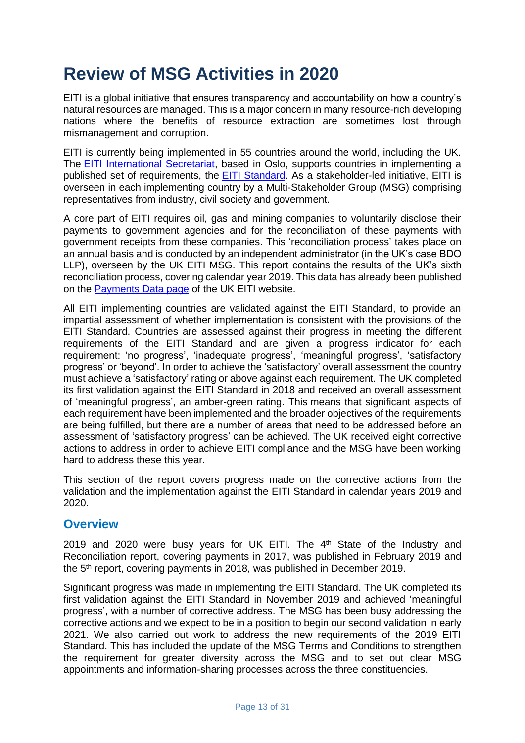# Review of MSG Activities in 2020

EITI is a global initiative that ensures transparency and accountability on how a country's natural resources are managed. This is a major concern in many resource-rich developing nations where the benefits of resource extraction are sometimes lost through mismanagement and corruption.

EITI is currently being implemented in 55 countries around the world, including the UK. The [EITI International Secretariat](), based in Oslo, supports countries in implementing a published set of requirements, the [EITI Standard](). As a stakeholder-led initiative, EITI is overseen in each implementing country by a Multi-Stakeholder Group (MSG) comprising representatives from industry, civil society and government.

A core part of EITI requires oil, gas and mining companies to voluntarily disclose their payments to government agencies and for the reconciliation of these payments with government receipts from these companies. This 'reconciliation process' takes place on an annual basis and is conducted by an independent administrator (in the UK's case BDO LLP), overseen by the UK EITI MSG. This report contains the results of the UK's sixth reconciliation process, covering calendar year 2019. This data has already been published on the [Payments Data page]() of the UK EITI website.

All EITI implementing countries are validated against the EITI Standard, to provide an impartial assessment of whether implementation is consistent with the provisions of the EITI Standard. Countries are assessed against their progress in meeting the different requirements of the EITI Standard and are given a progress indicator for each requirement: 'no progress', 'inadequate progress', 'meaningful progress', 'satisfactory progress' or 'beyond'. In order to achieve the 'satisfactory' overall assessment the country must achieve a 'satisfactory' rating or above against each requirement. The UK completed its first validation against the EITI Standard in 2018 and received an overall assessment of 'meaningful progress', an amber-green rating. This means that significant aspects of each requirement have been implemented and the broader objectives of the requirements are being fulfilled, but there are a number of areas that need to be addressed before an assessment of 'satisfactory progress' can be achieved. The UK received eight corrective actions to address in order to achieve EITI compliance and the MSG have been working hard to address these this year.

This section of the report covers progress made on the corrective actions from the validation and the implementation against the EITI Standard in calendar years 2019 and 2020.

## Overview

2019 and 2020 were busy years for UK EITI. The 4th State of the Industry and Reconciliation report, covering payments in 2017, was published in February 2019 and the 5th report, covering payments in 2018, was published in December 2019.

Significant progress was made in implementing the EITI Standard. The UK completed its first validation against the EITI Standard in November 2019 and achieved 'meaningful progress', with a number of corrective address. The MSG has been busy addressing the corrective actions and we expect to be in a position to begin our second validation in early 2021. We also carried out work to address the new requirements of the 2019 EITI Standard. This has included the update of the MSG Terms and Conditions to strengthen the requirement for greater diversity across the MSG and to set out clear MSG appointments and information-sharing processes across the three constituencies.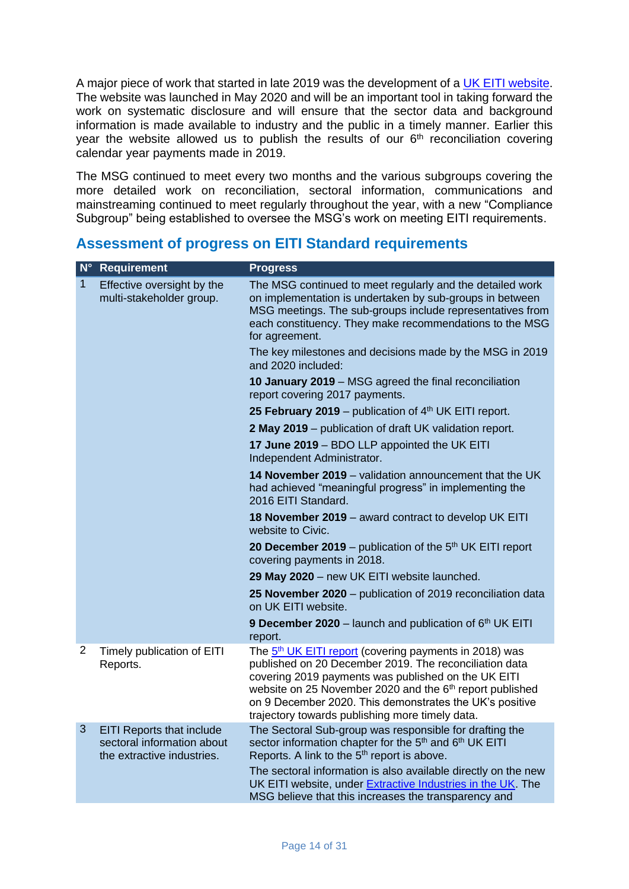A major piece of work that started in late 2019 was the development of a UK EITI website. The website was launched in May 2020 and will be an important tool in taking forward the work on systematic disclosure and will ensure that the sector data and background information is made available to industry and the public in a timely manner. Earlier this year the website allowed us to publish the results of our 6th reconciliation covering calendar year payments made in 2019.

The MSG continued to meet every two months and the various subgroups covering the more detailed work on reconciliation, sectoral information, communications and mainstreaming continued to meet regularly throughout the year, with a new "Compliance Subgroup" being established to oversee the MSG's work on meeting EITI requirements.

## Assessment of progress on EITI Standard requirements

| N° | Requirement | Progress |
|---|---|---|
| 1 | Effective oversight by the multi-stakeholder group. | The MSG continued to meet regularly and the detailed work on implementation is undertaken by sub-groups in between MSG meetings. The sub-groups include representatives from each constituency. They make recommendations to the MSG for agreement.<br><br>The key milestones and decisions made by the MSG in 2019 and 2020 included:<br><br>**10 January 2019** – MSG agreed the final reconciliation report covering 2017 payments.<br><br>**25 February 2019** – publication of 4th UK EITI report.<br><br>**2 May 2019** – publication of draft UK validation report.<br><br>**17 June 2019** – BDO LLP appointed the UK EITI Independent Administrator.<br><br>**14 November 2019** – validation announcement that the UK had achieved "meaningful progress" in implementing the 2016 EITI Standard.<br><br>**18 November 2019** – award contract to develop UK EITI website to Civic.<br><br>**20 December 2019** – publication of the 5th UK EITI report covering payments in 2018.<br><br>**29 May 2020** – new UK EITI website launched.<br><br>**25 November 2020** – publication of 2019 reconciliation data on UK EITI website.<br><br>**9 December 2020** – launch and publication of 6th UK EITI report. |
| 2 | Timely publication of EITI Reports. | The 5th UK EITI report (covering payments in 2018) was published on 20 December 2019. The reconciliation data covering 2019 payments was published on the UK EITI website on 25 November 2020 and the 6th report published on 9 December 2020. This demonstrates the UK's positive trajectory towards publishing more timely data. |
| 3 | EITI Reports that include sectoral information about the extractive industries. | The Sectoral Sub-group was responsible for drafting the sector information chapter for the 5th and 6th UK EITI Reports. A link to the 5th report is above.<br><br>The sectoral information is also available directly on the new UK EITI website, under Extractive Industries in the UK. The MSG believe that this increases the transparency and |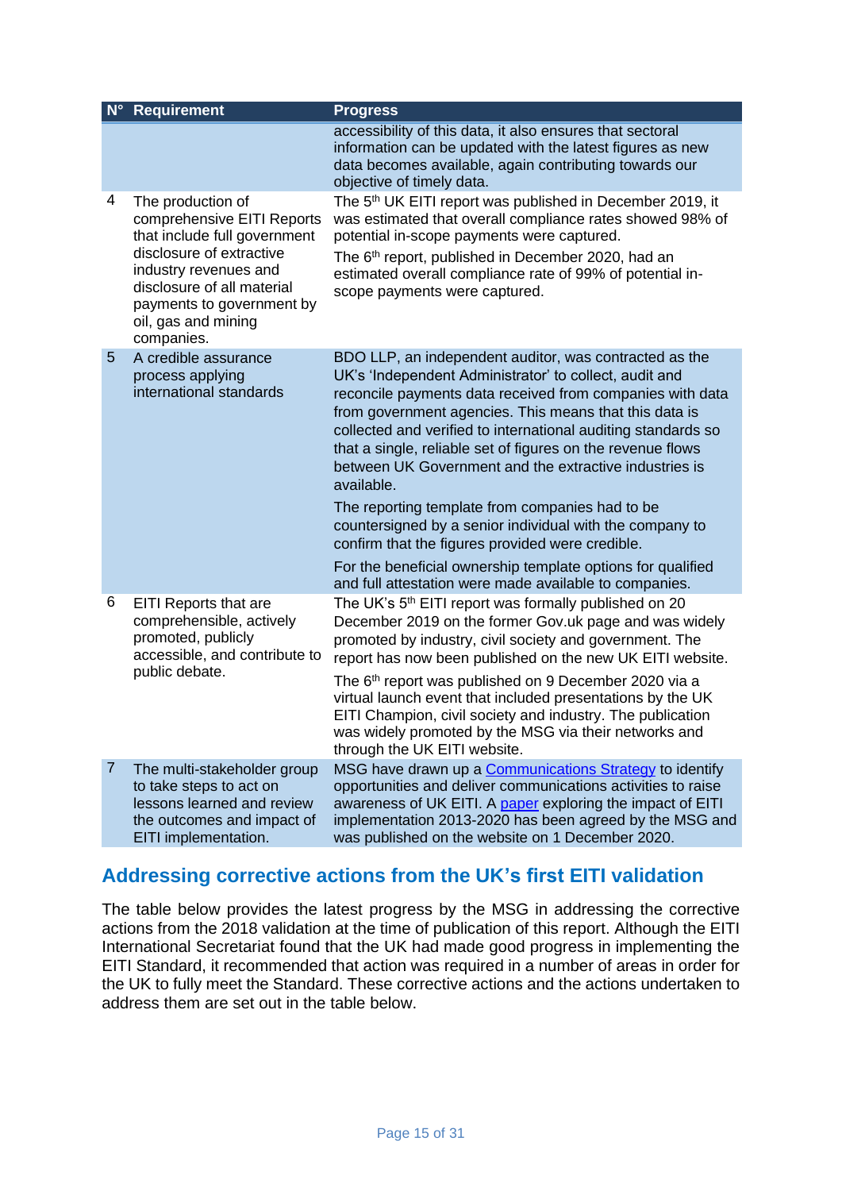| N° | Requirement | Progress |
|---|---|---|
| | | accessibility of this data, it also ensures that sectoral information can be updated with the latest figures as new data becomes available, again contributing towards our objective of timely data. |
| 4 | The production of comprehensive EITI Reports that include full government disclosure of extractive industry revenues and disclosure of all material payments to government by oil, gas and mining companies. | The 5th UK EITI report was published in December 2019, it was estimated that overall compliance rates showed 98% of potential in-scope payments were captured.<br><br>The 6th report, published in December 2020, had an estimated overall compliance rate of 99% of potential in-scope payments were captured. |
| 5 | A credible assurance process applying international standards | BDO LLP, an independent auditor, was contracted as the UK's 'Independent Administrator' to collect, audit and reconcile payments data received from companies with data from government agencies. This means that this data is collected and verified to international auditing standards so that a single, reliable set of figures on the revenue flows between UK Government and the extractive industries is available.<br><br>The reporting template from companies had to be countersigned by a senior individual with the company to confirm that the figures provided were credible.<br><br>For the beneficial ownership template options for qualified and full attestation were made available to companies. |
| 6 | EITI Reports that are comprehensible, actively promoted, publicly accessible, and contribute to public debate. | The UK's 5th EITI report was formally published on 20 December 2019 on the former Gov.uk page and was widely promoted by industry, civil society and government. The report has now been published on the new UK EITI website.<br><br>The 6th report was published on 9 December 2020 via a virtual launch event that included presentations by the UK EITI Champion, civil society and industry. The publication was widely promoted by the MSG via their networks and through the UK EITI website. |
| 7 | The multi-stakeholder group to take steps to act on lessons learned and review the outcomes and impact of EITI implementation. | MSG have drawn up a Communications Strategy to identify opportunities and deliver communications activities to raise awareness of UK EITI. A paper exploring the impact of EITI implementation 2013-2020 has been agreed by the MSG and was published on the website on 1 December 2020. |

## Addressing corrective actions from the UK's first EITI validation

The table below provides the latest progress by the MSG in addressing the corrective actions from the 2018 validation at the time of publication of this report. Although the EITI International Secretariat found that the UK had made good progress in implementing the EITI Standard, it recommended that action was required in a number of areas in order for the UK to fully meet the Standard. These corrective actions and the actions undertaken to address them are set out in the table below.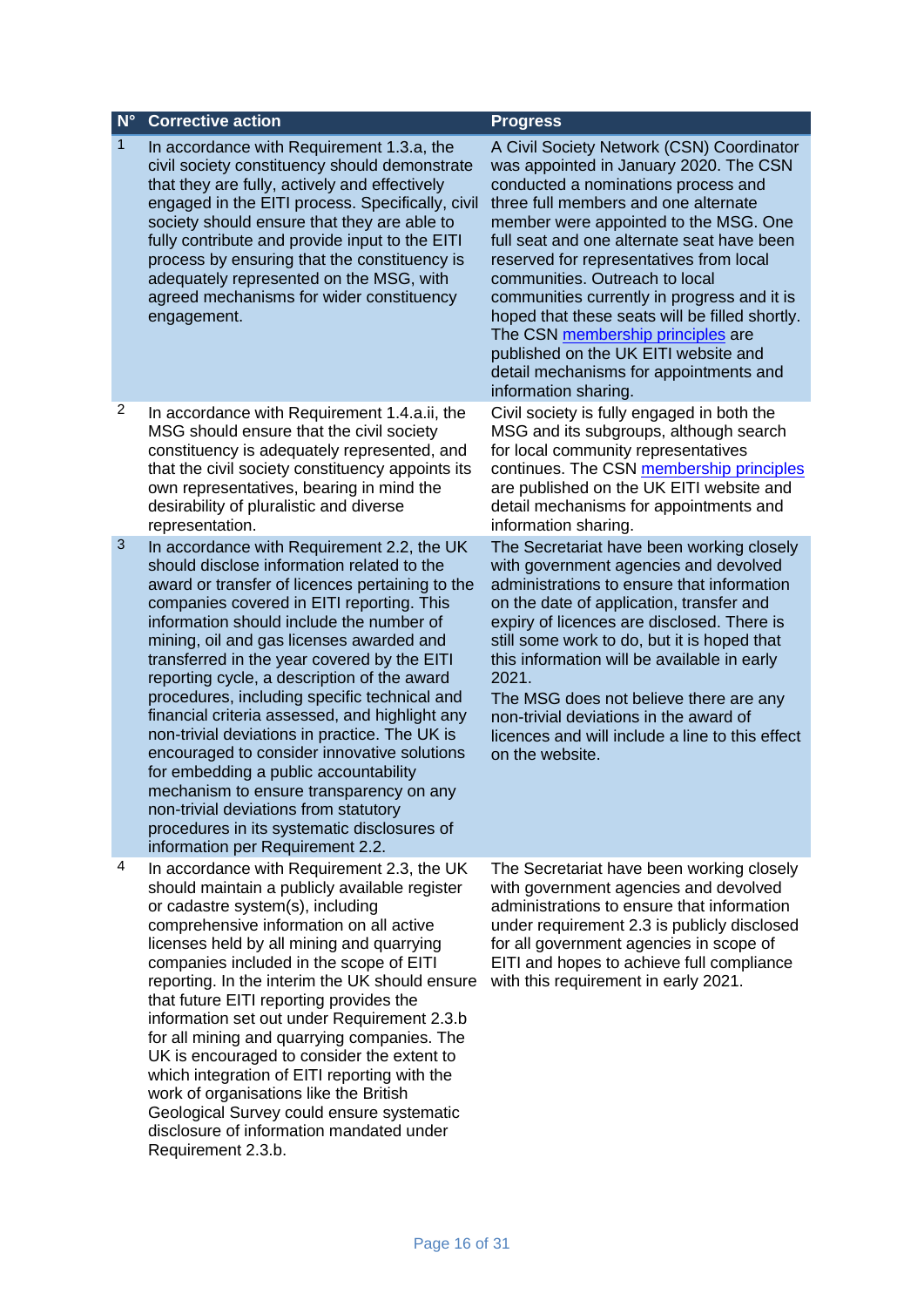| N° | Corrective action | Progress |
|---|---|---|
| 1 | In accordance with Requirement 1.3.a, the civil society constituency should demonstrate that they are fully, actively and effectively engaged in the EITI process. Specifically, civil society should ensure that they are able to fully contribute and provide input to the EITI process by ensuring that the constituency is adequately represented on the MSG, with agreed mechanisms for wider constituency engagement. | A Civil Society Network (CSN) Coordinator was appointed in January 2020. The CSN conducted a nominations process and three full members and one alternate member were appointed to the MSG. One full seat and one alternate seat have been reserved for representatives from local communities. Outreach to local communities currently in progress and it is hoped that these seats will be filled shortly. The CSN membership principles are published on the UK EITI website and detail mechanisms for appointments and information sharing. |
| 2 | In accordance with Requirement 1.4.a.ii, the MSG should ensure that the civil society constituency is adequately represented, and that the civil society constituency appoints its own representatives, bearing in mind the desirability of pluralistic and diverse representation. | Civil society is fully engaged in both the MSG and its subgroups, although search for local community representatives continues. The CSN membership principles are published on the UK EITI website and detail mechanisms for appointments and information sharing. |
| 3 | In accordance with Requirement 2.2, the UK should disclose information related to the award or transfer of licences pertaining to the companies covered in EITI reporting. This information should include the number of mining, oil and gas licenses awarded and transferred in the year covered by the EITI reporting cycle, a description of the award procedures, including specific technical and financial criteria assessed, and highlight any non-trivial deviations in practice. The UK is encouraged to consider innovative solutions for embedding a public accountability mechanism to ensure transparency on any non-trivial deviations from statutory procedures in its systematic disclosures of information per Requirement 2.2. | The Secretariat have been working closely with government agencies and devolved administrations to ensure that information on the date of application, transfer and expiry of licences are disclosed. There is still some work to do, but it is hoped that this information will be available in early 2021.<br>The MSG does not believe there are any non-trivial deviations in the award of licences and will include a line to this effect on the website. |
| 4 | In accordance with Requirement 2.3, the UK should maintain a publicly available register or cadastre system(s), including comprehensive information on all active licenses held by all mining and quarrying companies included in the scope of EITI reporting. In the interim the UK should ensure that future EITI reporting provides the information set out under Requirement 2.3.b for all mining and quarrying companies. The UK is encouraged to consider the extent to which integration of EITI reporting with the work of organisations like the British Geological Survey could ensure systematic disclosure of information mandated under Requirement 2.3.b. | The Secretariat have been working closely with government agencies and devolved administrations to ensure that information under requirement 2.3 is publicly disclosed for all government agencies in scope of EITI and hopes to achieve full compliance with this requirement in early 2021. |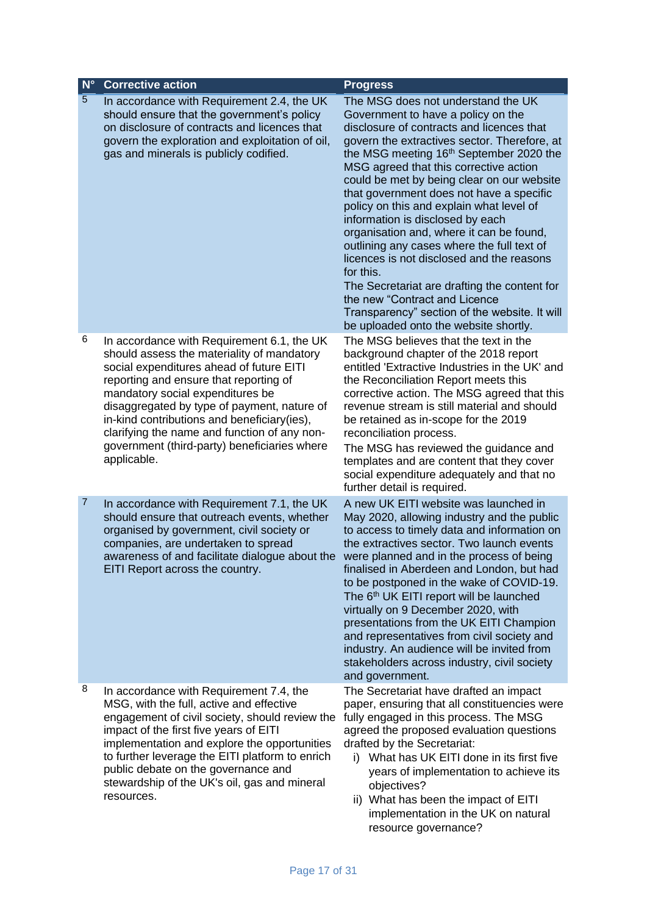| N° | Corrective action | Progress |
|---|---|---|
| 5 | In accordance with Requirement 2.4, the UK should ensure that the government's policy on disclosure of contracts and licences that govern the exploration and exploitation of oil, gas and minerals is publicly codified. | The MSG does not understand the UK Government to have a policy on the disclosure of contracts and licences that govern the extractives sector. Therefore, at the MSG meeting 16th September 2020 the MSG agreed that this corrective action could be met by being clear on our website that government does not have a specific policy on this and explain what level of information is disclosed by each organisation and, where it can be found, outlining any cases where the full text of licences is not disclosed and the reasons for this.<br>The Secretariat are drafting the content for the new "Contract and Licence Transparency" section of the website. It will be uploaded onto the website shortly. |
| 6 | In accordance with Requirement 6.1, the UK should assess the materiality of mandatory social expenditures ahead of future EITI reporting and ensure that reporting of mandatory social expenditures be disaggregated by type of payment, nature of in-kind contributions and beneficiary(ies), clarifying the name and function of any non-government (third-party) beneficiaries where applicable. | The MSG believes that the text in the background chapter of the 2018 report entitled 'Extractive Industries in the UK' and the Reconciliation Report meets this corrective action. The MSG agreed that this revenue stream is still material and should be retained as in-scope for the 2019 reconciliation process.<br>The MSG has reviewed the guidance and templates and are content that they cover social expenditure adequately and that no further detail is required. |
| 7 | In accordance with Requirement 7.1, the UK should ensure that outreach events, whether organised by government, civil society or companies, are undertaken to spread awareness of and facilitate dialogue about the EITI Report across the country. | A new UK EITI website was launched in May 2020, allowing industry and the public to access to timely data and information on the extractives sector. Two launch events were planned and in the process of being finalised in Aberdeen and London, but had to be postponed in the wake of COVID-19. The 6th UK EITI report will be launched virtually on 9 December 2020, with presentations from the UK EITI Champion and representatives from civil society and industry. An audience will be invited from stakeholders across industry, civil society and government. |
| 8 | In accordance with Requirement 7.4, the MSG, with the full, active and effective engagement of civil society, should review the impact of the first five years of EITI implementation and explore the opportunities to further leverage the EITI platform to enrich public debate on the governance and stewardship of the UK's oil, gas and mineral resources. | The Secretariat have drafted an impact paper, ensuring that all constituencies were fully engaged in this process. The MSG agreed the proposed evaluation questions drafted by the Secretariat:<br>i) What has UK EITI done in its first five years of implementation to achieve its objectives?<br>ii) What has been the impact of EITI implementation in the UK on natural resource governance? |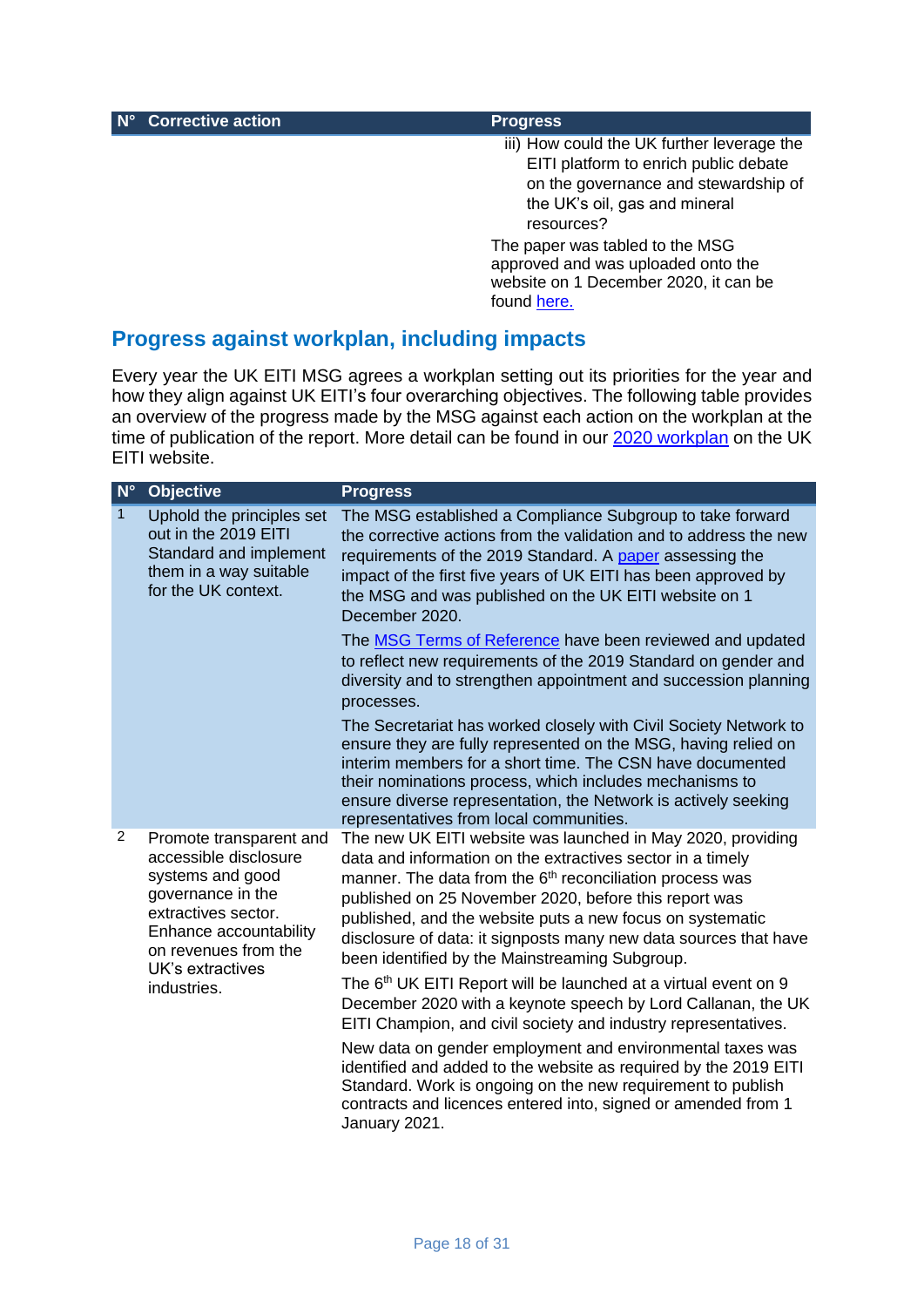| N° | Corrective action | Progress |
| --- | --- | --- |
| | | iii) How could the UK further leverage the EITI platform to enrich public debate on the governance and stewardship of the UK's oil, gas and mineral resources?<br><br>The paper was tabled to the MSG approved and was uploaded onto the website on 1 December 2020, it can be found here. |

## Progress against workplan, including impacts

Every year the UK EITI MSG agrees a workplan setting out its priorities for the year and how they align against UK EITI's four overarching objectives. The following table provides an overview of the progress made by the MSG against each action on the workplan at the time of publication of the report. More detail can be found in our 2020 workplan on the UK EITI website.

| N° | Objective | Progress |
| --- | --- | --- |
| 1 | Uphold the principles set out in the 2019 EITI Standard and implement them in a way suitable for the UK context. | The MSG established a Compliance Subgroup to take forward the corrective actions from the validation and to address the new requirements of the 2019 Standard. A paper assessing the impact of the first five years of UK EITI has been approved by the MSG and was published on the UK EITI website on 1 December 2020.<br><br>The MSG Terms of Reference have been reviewed and updated to reflect new requirements of the 2019 Standard on gender and diversity and to strengthen appointment and succession planning processes.<br><br>The Secretariat has worked closely with Civil Society Network to ensure they are fully represented on the MSG, having relied on interim members for a short time. The CSN have documented their nominations process, which includes mechanisms to ensure diverse representation, the Network is actively seeking representatives from local communities. |
| 2 | Promote transparent and accessible disclosure systems and good governance in the extractives sector. Enhance accountability on revenues from the UK's extractives industries. | The new UK EITI website was launched in May 2020, providing data and information on the extractives sector in a timely manner. The data from the 6th reconciliation process was published on 25 November 2020, before this report was published, and the website puts a new focus on systematic disclosure of data: it signposts many new data sources that have been identified by the Mainstreaming Subgroup.<br><br>The 6th UK EITI Report will be launched at a virtual event on 9 December 2020 with a keynote speech by Lord Callanan, the UK EITI Champion, and civil society and industry representatives.<br><br>New data on gender employment and environmental taxes was identified and added to the website as required by the 2019 EITI Standard. Work is ongoing on the new requirement to publish contracts and licences entered into, signed or amended from 1 January 2021. |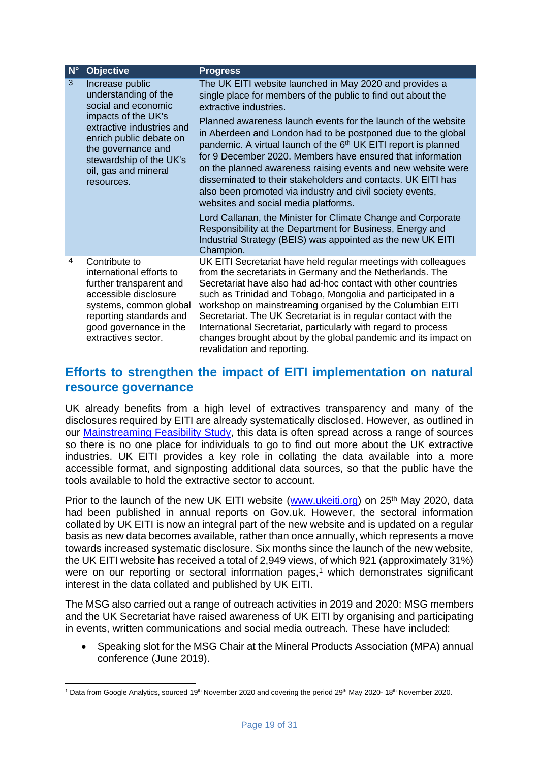| N° | Objective | Progress |
|---|---|---|
| 3 | Increase public understanding of the social and economic impacts of the UK's extractive industries and enrich public debate on the governance and stewardship of the UK's oil, gas and mineral resources. | The UK EITI website launched in May 2020 and provides a single place for members of the public to find out about the extractive industries.<br><br>Planned awareness launch events for the launch of the website in Aberdeen and London had to be postponed due to the global pandemic. A virtual launch of the 6th UK EITI report is planned for 9 December 2020. Members have ensured that information on the planned awareness raising events and new website were disseminated to their stakeholders and contacts. UK EITI has also been promoted via industry and civil society events, websites and social media platforms.<br><br>Lord Callanan, the Minister for Climate Change and Corporate Responsibility at the Department for Business, Energy and Industrial Strategy (BEIS) was appointed as the new UK EITI Champion. |
| 4 | Contribute to international efforts to further transparent and accessible disclosure systems, common global reporting standards and good governance in the extractives sector. | UK EITI Secretariat have held regular meetings with colleagues from the secretariats in Germany and the Netherlands. The Secretariat have also had ad-hoc contact with other countries such as Trinidad and Tobago, Mongolia and participated in a workshop on mainstreaming organised by the Columbian EITI Secretariat. The UK Secretariat is in regular contact with the International Secretariat, particularly with regard to process changes brought about by the global pandemic and its impact on revalidation and reporting. |

## Efforts to strengthen the impact of EITI implementation on natural resource governance

UK already benefits from a high level of extractives transparency and many of the disclosures required by EITI are already systematically disclosed. However, as outlined in our Mainstreaming Feasibility Study, this data is often spread across a range of sources so there is no one place for individuals to go to find out more about the UK extractive industries. UK EITI provides a key role in collating the data available into a more accessible format, and signposting additional data sources, so that the public have the tools available to hold the extractive sector to account.

Prior to the launch of the new UK EITI website (www.ukeiti.org) on 25th May 2020, data had been published in annual reports on Gov.uk. However, the sectoral information collated by UK EITI is now an integral part of the new website and is updated on a regular basis as new data becomes available, rather than once annually, which represents a move towards increased systematic disclosure. Six months since the launch of the new website, the UK EITI website has received a total of 2,949 views, of which 921 (approximately 31%) were on our reporting or sectoral information pages,[1] which demonstrates significant interest in the data collated and published by UK EITI.

The MSG also carried out a range of outreach activities in 2019 and 2020: MSG members and the UK Secretariat have raised awareness of UK EITI by organising and participating in events, written communications and social media outreach. These have included:

- Speaking slot for the MSG Chair at the Mineral Products Association (MPA) annual conference (June 2019).

[1] Data from Google Analytics, sourced 19th November 2020 and covering the period 29th May 2020- 18th November 2020.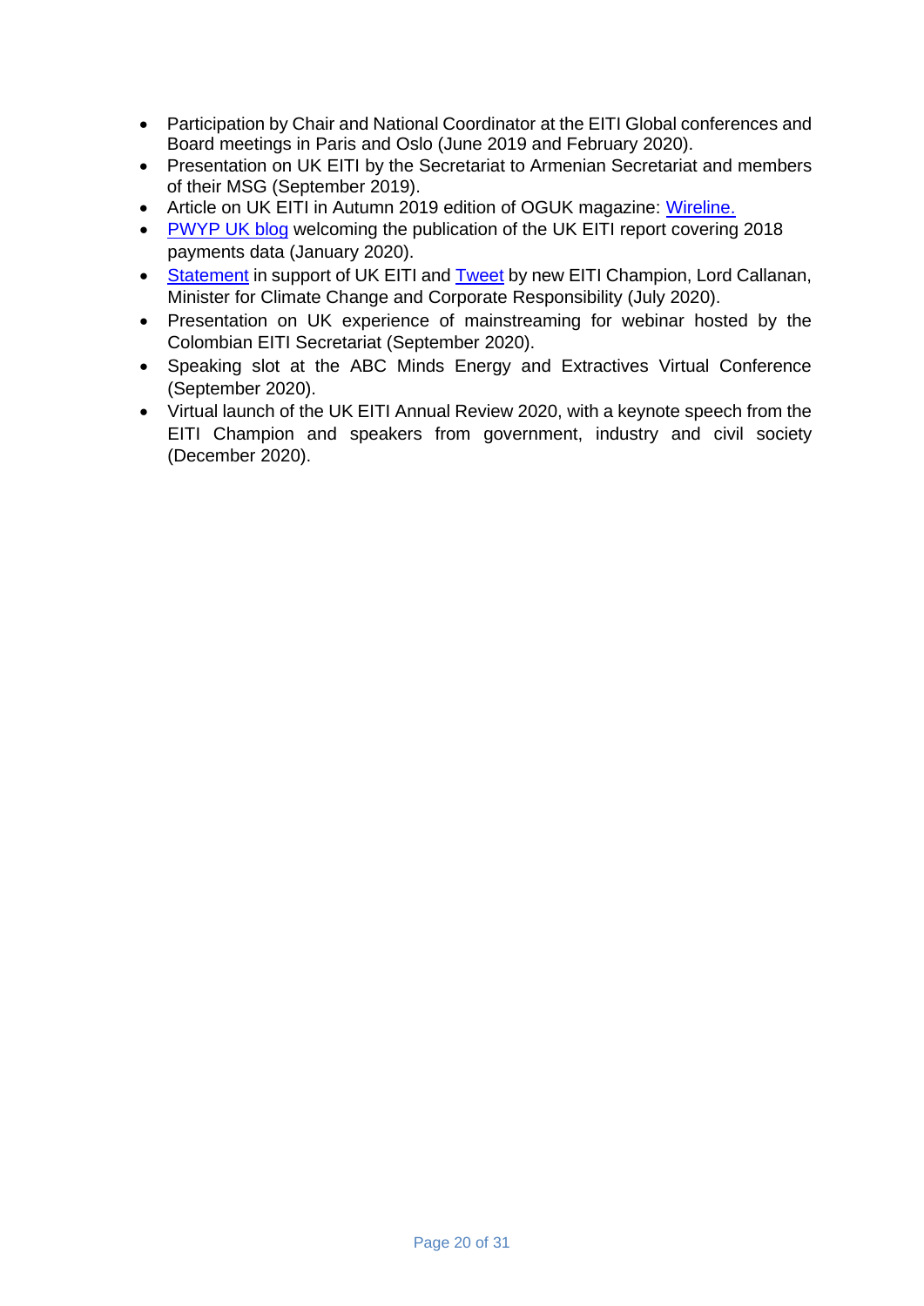- Participation by Chair and National Coordinator at the EITI Global conferences and Board meetings in Paris and Oslo (June 2019 and February 2020).
- Presentation on UK EITI by the Secretariat to Armenian Secretariat and members of their MSG (September 2019).
- Article on UK EITI in Autumn 2019 edition of OGUK magazine: Wireline.
- PWYP UK blog welcoming the publication of the UK EITI report covering 2018 payments data (January 2020).
- Statement in support of UK EITI and Tweet by new EITI Champion, Lord Callanan, Minister for Climate Change and Corporate Responsibility (July 2020).
- Presentation on UK experience of mainstreaming for webinar hosted by the Colombian EITI Secretariat (September 2020).
- Speaking slot at the ABC Minds Energy and Extractives Virtual Conference (September 2020).
- Virtual launch of the UK EITI Annual Review 2020, with a keynote speech from the EITI Champion and speakers from government, industry and civil society (December 2020).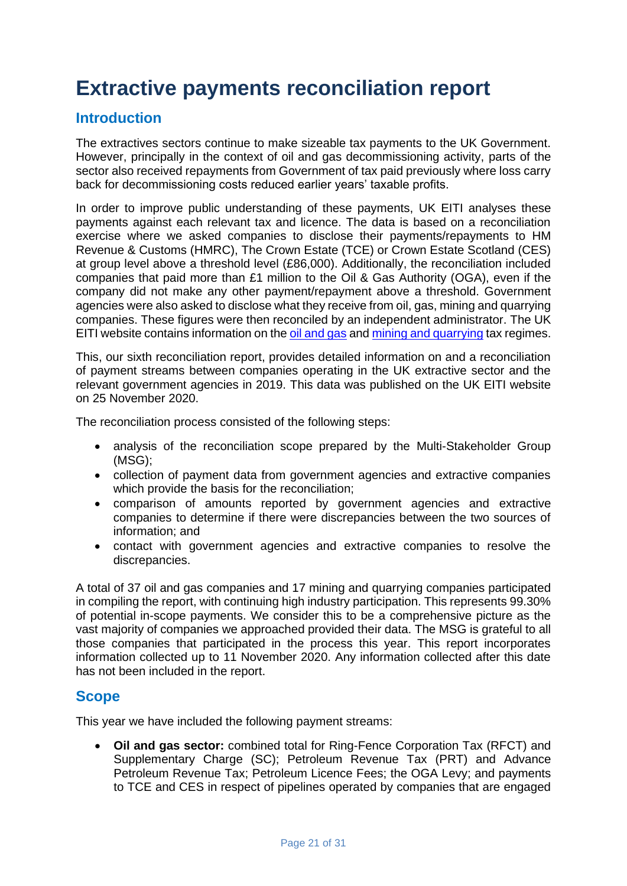# Extractive payments reconciliation report

## Introduction

The extractives sectors continue to make sizeable tax payments to the UK Government. However, principally in the context of oil and gas decommissioning activity, parts of the sector also received repayments from Government of tax paid previously where loss carry back for decommissioning costs reduced earlier years' taxable profits.

In order to improve public understanding of these payments, UK EITI analyses these payments against each relevant tax and licence. The data is based on a reconciliation exercise where we asked companies to disclose their payments/repayments to HM Revenue & Customs (HMRC), The Crown Estate (TCE) or Crown Estate Scotland (CES) at group level above a threshold level (£86,000). Additionally, the reconciliation included companies that paid more than £1 million to the Oil & Gas Authority (OGA), even if the company did not make any other payment/repayment above a threshold. Government agencies were also asked to disclose what they receive from oil, gas, mining and quarrying companies. These figures were then reconciled by an independent administrator. The UK EITI website contains information on the oil and gas and mining and quarrying tax regimes.

This, our sixth reconciliation report, provides detailed information on and a reconciliation of payment streams between companies operating in the UK extractive sector and the relevant government agencies in 2019. This data was published on the UK EITI website on 25 November 2020.

The reconciliation process consisted of the following steps:

- analysis of the reconciliation scope prepared by the Multi-Stakeholder Group (MSG);
- collection of payment data from government agencies and extractive companies which provide the basis for the reconciliation;
- comparison of amounts reported by government agencies and extractive companies to determine if there were discrepancies between the two sources of information; and
- contact with government agencies and extractive companies to resolve the discrepancies.

A total of 37 oil and gas companies and 17 mining and quarrying companies participated in compiling the report, with continuing high industry participation. This represents 99.30% of potential in-scope payments. We consider this to be a comprehensive picture as the vast majority of companies we approached provided their data. The MSG is grateful to all those companies that participated in the process this year. This report incorporates information collected up to 11 November 2020. Any information collected after this date has not been included in the report.

## Scope

This year we have included the following payment streams:

- **Oil and gas sector:** combined total for Ring-Fence Corporation Tax (RFCT) and Supplementary Charge (SC); Petroleum Revenue Tax (PRT) and Advance Petroleum Revenue Tax; Petroleum Licence Fees; the OGA Levy; and payments to TCE and CES in respect of pipelines operated by companies that are engaged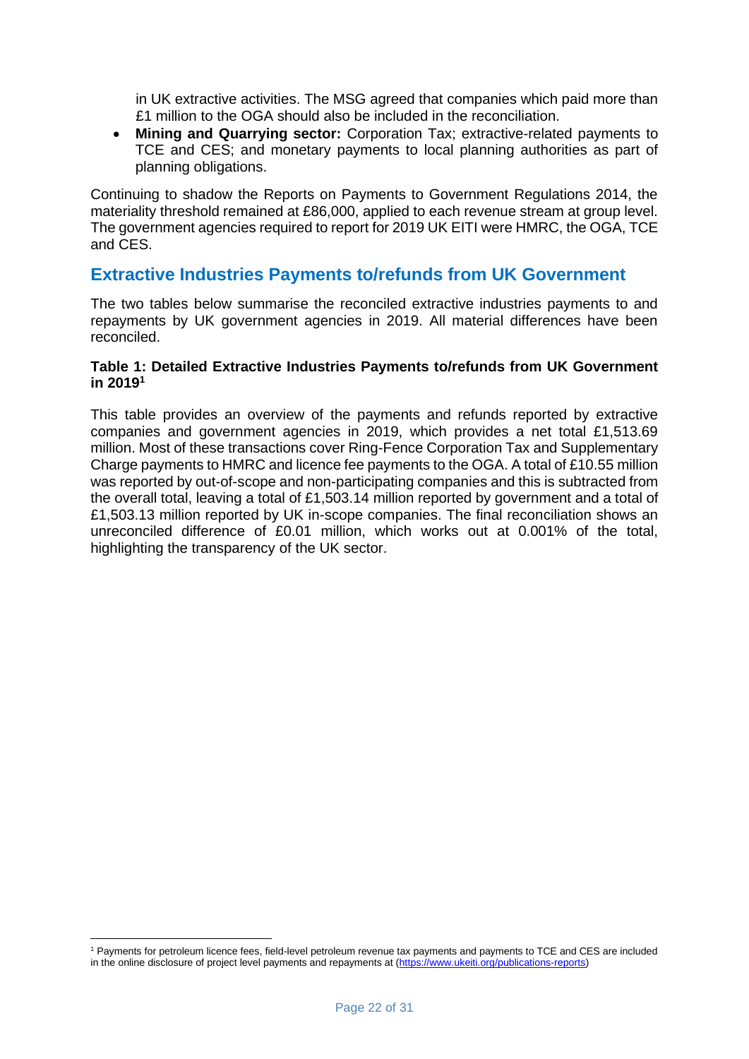in UK extractive activities. The MSG agreed that companies which paid more than £1 million to the OGA should also be included in the reconciliation.

- **Mining and Quarrying sector:** Corporation Tax; extractive-related payments to TCE and CES; and monetary payments to local planning authorities as part of planning obligations.

Continuing to shadow the Reports on Payments to Government Regulations 2014, the materiality threshold remained at £86,000, applied to each revenue stream at group level. The government agencies required to report for 2019 UK EITI were HMRC, the OGA, TCE and CES.

## Extractive Industries Payments to/refunds from UK Government

The two tables below summarise the reconciled extractive industries payments to and repayments by UK government agencies in 2019. All material differences have been reconciled.

**Table 1: Detailed Extractive Industries Payments to/refunds from UK Government in 2019[1]**

This table provides an overview of the payments and refunds reported by extractive companies and government agencies in 2019, which provides a net total £1,513.69 million. Most of these transactions cover Ring-Fence Corporation Tax and Supplementary Charge payments to HMRC and licence fee payments to the OGA. A total of £10.55 million was reported by out-of-scope and non-participating companies and this is subtracted from the overall total, leaving a total of £1,503.14 million reported by government and a total of £1,503.13 million reported by UK in-scope companies. The final reconciliation shows an unreconciled difference of £0.01 million, which works out at 0.001% of the total, highlighting the transparency of the UK sector.

[1] Payments for petroleum licence fees, field-level petroleum revenue tax payments and payments to TCE and CES are included in the online disclosure of project level payments and repayments at (https://www.ukeiti.org/publications-reports)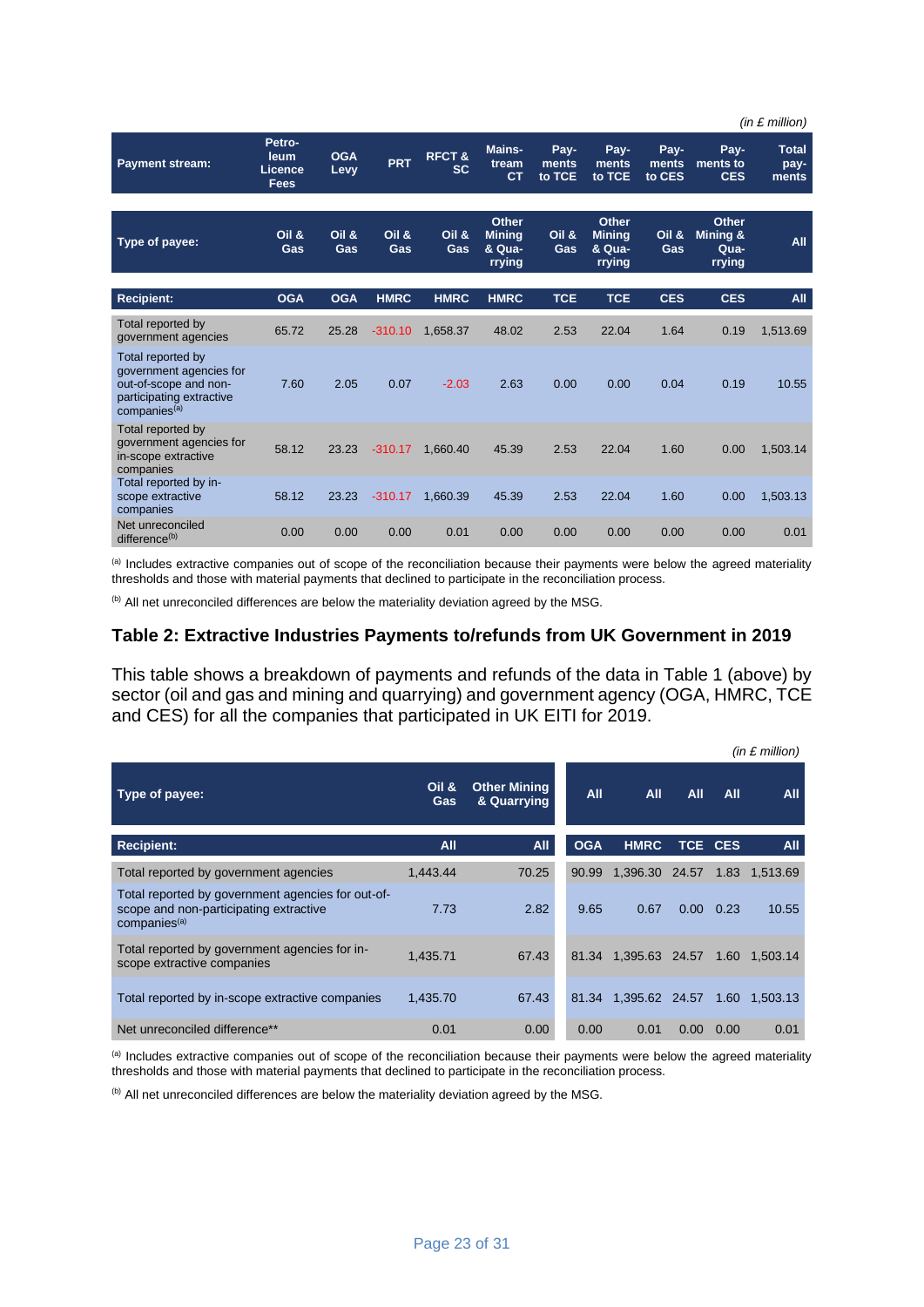*(in £ million)*

| Payment stream: | Petroleum Licence Fees | OGA Levy | PRT | RFCT & SC | Mainstream CT | Payments to TCE | Payments to TCE | Payments to CES | Payments to CES | Total payments |
|---|---|---|---|---|---|---|---|---|---|---|
| **Type of payee:** | **Oil & Gas** | **Oil & Gas** | **Oil & Gas** | **Oil & Gas** | **Other Mining & Quarrying** | **Oil & Gas** | **Other Mining & Quarrying** | **Oil & Gas** | **Other Mining & Quarrying** | **All** |
| **Recipient:** | **OGA** | **OGA** | **HMRC** | **HMRC** | **HMRC** | **TCE** | **TCE** | **CES** | **CES** | **All** |
| Total reported by government agencies | 65.72 | 25.28 | -310.10 | 1,658.37 | 48.02 | 2.53 | 22.04 | 1.64 | 0.19 | 1,513.69 |
| Total reported by government agencies for out-of-scope and non-participating extractive companies[a] | 7.60 | 2.05 | 0.07 | -2.03 | 2.63 | 0.00 | 0.00 | 0.04 | 0.19 | 10.55 |
| Total reported by government agencies for in-scope extractive companies | 58.12 | 23.23 | -310.17 | 1,660.40 | 45.39 | 2.53 | 22.04 | 1.60 | 0.00 | 1,503.14 |
| Total reported by in-scope extractive companies | 58.12 | 23.23 | -310.17 | 1,660.39 | 45.39 | 2.53 | 22.04 | 1.60 | 0.00 | 1,503.13 |
| Net unreconciled difference[b] | 0.00 | 0.00 | 0.00 | 0.01 | 0.00 | 0.00 | 0.00 | 0.00 | 0.00 | 0.01 |

[a] Includes extractive companies out of scope of the reconciliation because their payments were below the agreed materiality thresholds and those with material payments that declined to participate in the reconciliation process.

[b] All net unreconciled differences are below the materiality deviation agreed by the MSG.

## Table 2: Extractive Industries Payments to/refunds from UK Government in 2019

This table shows a breakdown of payments and refunds of the data in Table 1 (above) by sector (oil and gas and mining and quarrying) and government agency (OGA, HMRC, TCE and CES) for all the companies that participated in UK EITI for 2019.

*(in £ million)*

| Type of payee: | Oil & Gas | Other Mining & Quarrying | All | All | All | All | All |
|---|---|---|---|---|---|---|---|
| **Recipient:** | **All** | **All** | **OGA** | **HMRC** | **TCE** | **CES** | **All** |
| Total reported by government agencies | 1,443.44 | 70.25 | 90.99 | 1,396.30 | 24.57 | 1.83 | 1,513.69 |
| Total reported by government agencies for out-of-scope and non-participating extractive companies[a] | 7.73 | 2.82 | 9.65 | 0.67 | 0.00 | 0.23 | 10.55 |
| Total reported by government agencies for in-scope extractive companies | 1,435.71 | 67.43 | 81.34 | 1,395.63 | 24.57 | 1.60 | 1,503.14 |
| Total reported by in-scope extractive companies | 1,435.70 | 67.43 | 81.34 | 1,395.62 | 24.57 | 1.60 | 1,503.13 |
| Net unreconciled difference** | 0.01 | 0.00 | 0.00 | 0.01 | 0.00 | 0.00 | 0.01 |

[a] Includes extractive companies out of scope of the reconciliation because their payments were below the agreed materiality thresholds and those with material payments that declined to participate in the reconciliation process.

[b] All net unreconciled differences are below the materiality deviation agreed by the MSG.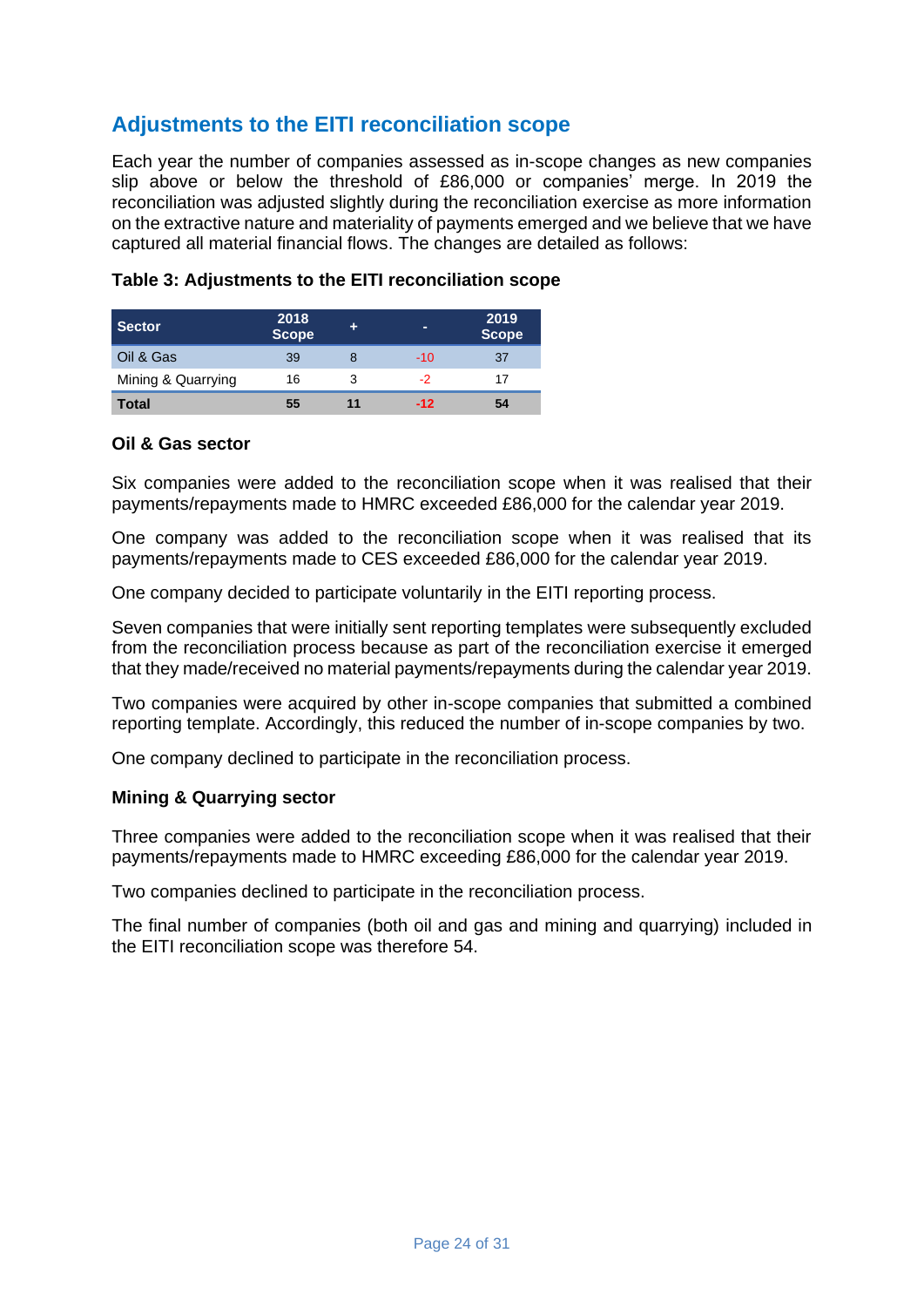## Adjustments to the EITI reconciliation scope

Each year the number of companies assessed as in-scope changes as new companies slip above or below the threshold of £86,000 or companies' merge. In 2019 the reconciliation was adjusted slightly during the reconciliation exercise as more information on the extractive nature and materiality of payments emerged and we believe that we have captured all material financial flows. The changes are detailed as follows:

**Table 3: Adjustments to the EITI reconciliation scope**

| Sector | 2018 Scope | + | - | 2019 Scope |
|---|---|---|---|---|
| Oil & Gas | 39 | 8 | -10 | 37 |
| Mining & Quarrying | 16 | 3 | -2 | 17 |
| **Total** | **55** | **11** | **-12** | **54** |

**Oil & Gas sector**

Six companies were added to the reconciliation scope when it was realised that their payments/repayments made to HMRC exceeded £86,000 for the calendar year 2019.

One company was added to the reconciliation scope when it was realised that its payments/repayments made to CES exceeded £86,000 for the calendar year 2019.

One company decided to participate voluntarily in the EITI reporting process.

Seven companies that were initially sent reporting templates were subsequently excluded from the reconciliation process because as part of the reconciliation exercise it emerged that they made/received no material payments/repayments during the calendar year 2019.

Two companies were acquired by other in-scope companies that submitted a combined reporting template. Accordingly, this reduced the number of in-scope companies by two.

One company declined to participate in the reconciliation process.

**Mining & Quarrying sector**

Three companies were added to the reconciliation scope when it was realised that their payments/repayments made to HMRC exceeding £86,000 for the calendar year 2019.

Two companies declined to participate in the reconciliation process.

The final number of companies (both oil and gas and mining and quarrying) included in the EITI reconciliation scope was therefore 54.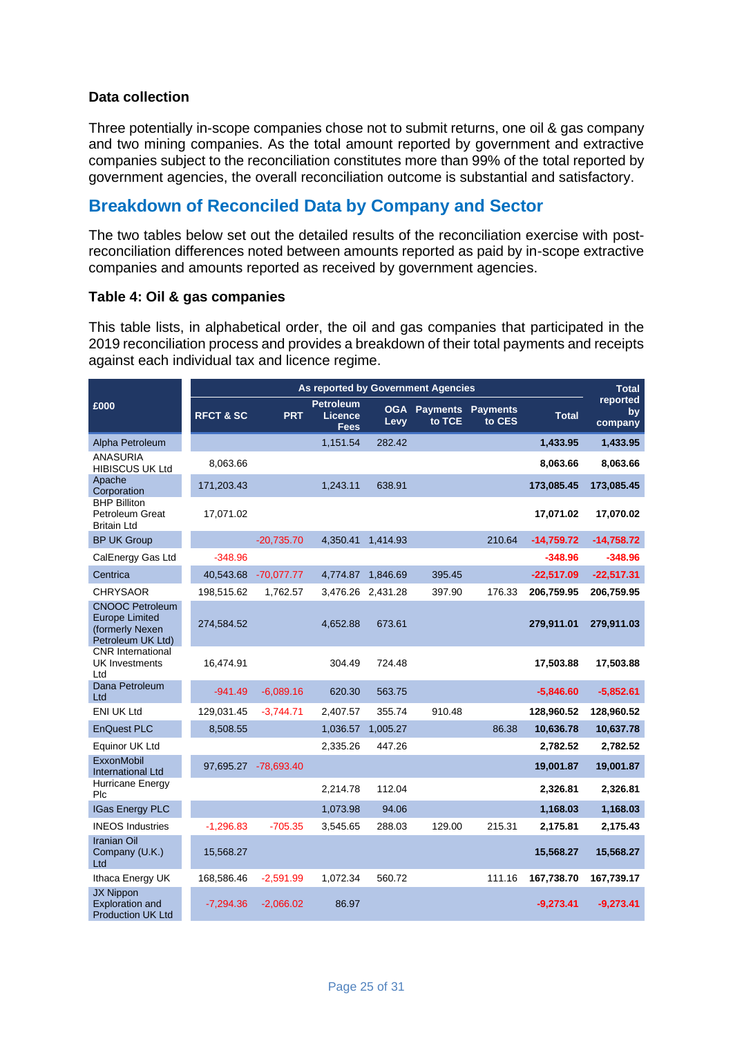### Data collection

Three potentially in-scope companies chose not to submit returns, one oil & gas company and two mining companies. As the total amount reported by government and extractive companies subject to the reconciliation constitutes more than 99% of the total reported by government agencies, the overall reconciliation outcome is substantial and satisfactory.

## Breakdown of Reconciled Data by Company and Sector

The two tables below set out the detailed results of the reconciliation exercise with post-reconciliation differences noted between amounts reported as paid by in-scope extractive companies and amounts reported as received by government agencies.

### Table 4: Oil & gas companies

This table lists, in alphabetical order, the oil and gas companies that participated in the 2019 reconciliation process and provides a breakdown of their total payments and receipts against each individual tax and licence regime.

| £000 | As reported by Government Agencies | | | | | | | Total reported by company |
|---|---|---|---|---|---|---|---|---|
| | RFCT & SC | PRT | Petroleum Licence Fees | OGA Levy | Payments to TCE | Payments to CES | Total | |
| Alpha Petroleum | | | 1,151.54 | 282.42 | | | 1,433.95 | 1,433.95 |
| ANASURIA HIBISCUS UK Ltd | 8,063.66 | | | | | | 8,063.66 | 8,063.66 |
| Apache Corporation | 171,203.43 | | 1,243.11 | 638.91 | | | 173,085.45 | 173,085.45 |
| BHP Billiton Petroleum Great Britain Ltd | 17,071.02 | | | | | | 17,071.02 | 17,070.02 |
| BP UK Group | | -20,735.70 | 4,350.41 | 1,414.93 | | 210.64 | -14,759.72 | -14,758.72 |
| CalEnergy Gas Ltd | -348.96 | | | | | | -348.96 | -348.96 |
| Centrica | 40,543.68 | -70,077.77 | 4,774.87 | 1,846.69 | 395.45 | | -22,517.09 | -22,517.31 |
| CHRYSAOR | 198,515.62 | 1,762.57 | 3,476.26 | 2,431.28 | 397.90 | 176.33 | 206,759.95 | 206,759.95 |
| CNOOC Petroleum Europe Limited (formerly Nexen Petroleum UK Ltd) | 274,584.52 | | 4,652.88 | 673.61 | | | 279,911.01 | 279,911.03 |
| CNR International UK Investments Ltd | 16,474.91 | | 304.49 | 724.48 | | | 17,503.88 | 17,503.88 |
| Dana Petroleum Ltd | -941.49 | -6,089.16 | 620.30 | 563.75 | | | -5,846.60 | -5,852.61 |
| ENI UK Ltd | 129,031.45 | -3,744.71 | 2,407.57 | 355.74 | 910.48 | | 128,960.52 | 128,960.52 |
| EnQuest PLC | 8,508.55 | | 1,036.57 | 1,005.27 | | 86.38 | 10,636.78 | 10,637.78 |
| Equinor UK Ltd | | | 2,335.26 | 447.26 | | | 2,782.52 | 2,782.52 |
| ExxonMobil International Ltd | 97,695.27 | -78,693.40 | | | | | 19,001.87 | 19,001.87 |
| Hurricane Energy Plc | | | 2,214.78 | 112.04 | | | 2,326.81 | 2,326.81 |
| IGas Energy PLC | | | 1,073.98 | 94.06 | | | 1,168.03 | 1,168.03 |
| INEOS Industries | -1,296.83 | -705.35 | 3,545.65 | 288.03 | 129.00 | 215.31 | 2,175.81 | 2,175.43 |
| Iranian Oil Company (U.K.) Ltd | 15,568.27 | | | | | | 15,568.27 | 15,568.27 |
| Ithaca Energy UK | 168,586.46 | -2,591.99 | 1,072.34 | 560.72 | | 111.16 | 167,738.70 | 167,739.17 |
| JX Nippon Exploration and Production UK Ltd | -7,294.36 | -2,066.02 | 86.97 | | | | -9,273.41 | -9,273.41 |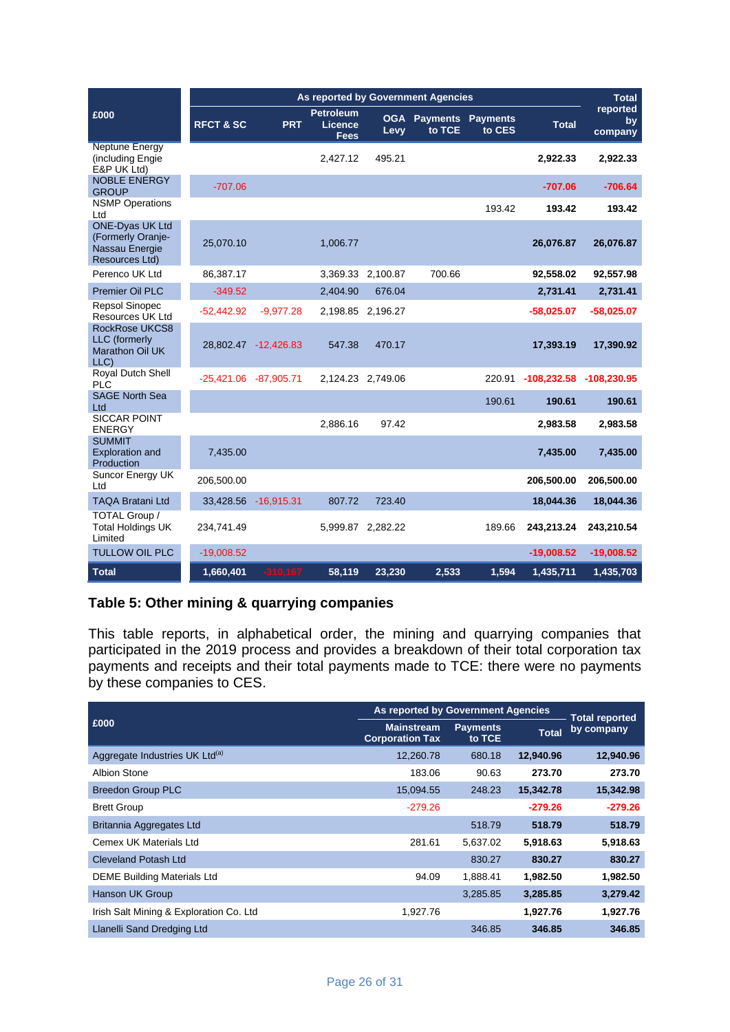| £000 | As reported by Government Agencies | | | | | | | Total reported by company |
|---|---|---|---|---|---|---|---|---|
| | RFCT & SC | PRT | Petroleum Licence Fees | OGA Levy | Payments to TCE | Payments to CES | Total | |
| Neptune Energy (including Engie E&P UK Ltd) | | | 2,427.12 | 495.21 | | | **2,922.33** | **2,922.33** |
| NOBLE ENERGY GROUP | -707.06 | | | | | | **-707.06** | **-706.64** |
| NSMP Operations Ltd | | | | | | 193.42 | **193.42** | **193.42** |
| ONE-Dyas UK Ltd (Formerly Oranje-Nassau Energie Resources Ltd) | 25,070.10 | | 1,006.77 | | | | **26,076.87** | **26,076.87** |
| Perenco UK Ltd | 86,387.17 | | 3,369.33 | 2,100.87 | 700.66 | | **92,558.02** | **92,557.98** |
| Premier Oil PLC | -349.52 | | 2,404.90 | 676.04 | | | **2,731.41** | **2,731.41** |
| Repsol Sinopec Resources UK Ltd | -52,442.92 | -9,977.28 | 2,198.85 | 2,196.27 | | | **-58,025.07** | **-58,025.07** |
| RockRose UKCS8 LLC (formerly Marathon Oil UK LLC) | 28,802.47 | -12,426.83 | 547.38 | 470.17 | | | **17,393.19** | **17,390.92** |
| Royal Dutch Shell PLC | -25,421.06 | -87,905.71 | 2,124.23 | 2,749.06 | | 220.91 | **-108,232.58** | **-108,230.95** |
| SAGE North Sea Ltd | | | | | | 190.61 | **190.61** | **190.61** |
| SICCAR POINT ENERGY | | | 2,886.16 | 97.42 | | | **2,983.58** | **2,983.58** |
| SUMMIT Exploration and Production | 7,435.00 | | | | | | **7,435.00** | **7,435.00** |
| Suncor Energy UK Ltd | 206,500.00 | | | | | | **206,500.00** | **206,500.00** |
| TAQA Bratani Ltd | 33,428.56 | -16,915.31 | 807.72 | 723.40 | | | **18,044.36** | **18,044.36** |
| TOTAL Group / Total Holdings UK Limited | 234,741.49 | | 5,999.87 | 2,282.22 | | 189.66 | **243,213.24** | **243,210.54** |
| TULLOW OIL PLC | -19,008.52 | | | | | | **-19,008.52** | **-19,008.52** |
| **Total** | **1,660,401** | **-310,167** | **58,119** | **23,230** | **2,533** | **1,594** | **1,435,711** | **1,435,703** |

## Table 5: Other mining & quarrying companies

This table reports, in alphabetical order, the mining and quarrying companies that participated in the 2019 process and provides a breakdown of their total corporation tax payments and receipts and their total payments made to TCE: there were no payments by these companies to CES.

| £000 | As reported by Government Agencies | | | Total reported by company |
|---|---|---|---|---|
| | Mainstream Corporation Tax | Payments to TCE | Total | |
| Aggregate Industries UK Ltd[a] | 12,260.78 | 680.18 | **12,940.96** | **12,940.96** |
| Albion Stone | 183.06 | 90.63 | **273.70** | **273.70** |
| Breedon Group PLC | 15,094.55 | 248.23 | **15,342.78** | **15,342.98** |
| Brett Group | -279.26 | | **-279.26** | **-279.26** |
| Britannia Aggregates Ltd | | 518.79 | **518.79** | **518.79** |
| Cemex UK Materials Ltd | 281.61 | 5,637.02 | **5,918.63** | **5,918.63** |
| Cleveland Potash Ltd | | 830.27 | **830.27** | **830.27** |
| DEME Building Materials Ltd | 94.09 | 1,888.41 | **1,982.50** | **1,982.50** |
| Hanson UK Group | | 3,285.85 | **3,285.85** | **3,279.42** |
| Irish Salt Mining & Exploration Co. Ltd | 1,927.76 | | **1,927.76** | **1,927.76** |
| Llanelli Sand Dredging Ltd | | 346.85 | **346.85** | **346.85** |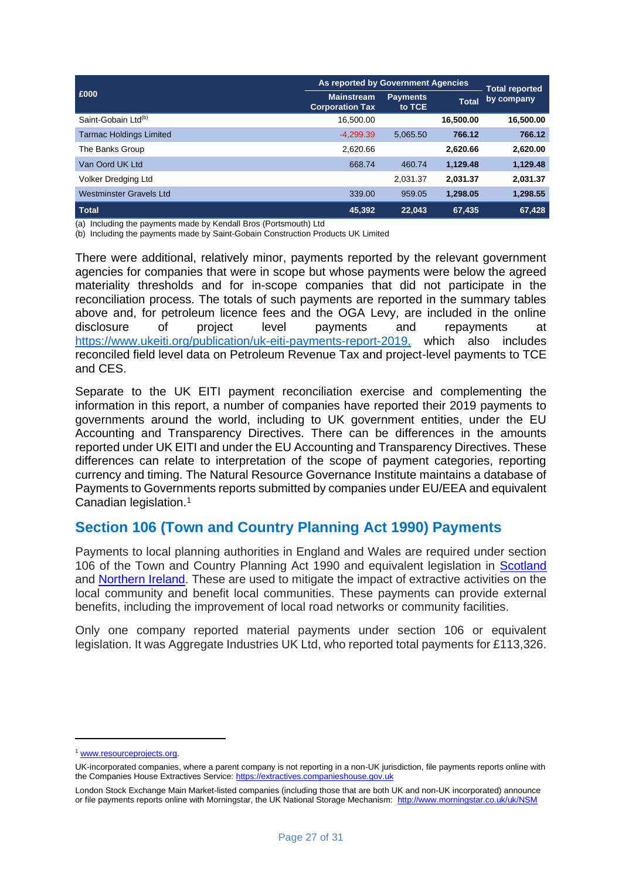| £000 | As reported by Government Agencies | | | Total reported by company |
|---|---|---|---|---|
| | Mainstream Corporation Tax | Payments to TCE | Total | |
| Saint-Gobain Ltd[b] | 16,500.00 | | **16,500.00** | **16,500.00** |
| Tarmac Holdings Limited | -4,299.39 | 5,065.50 | **766.12** | **766.12** |
| The Banks Group | 2,620.66 | | **2,620.66** | **2,620.00** |
| Van Oord UK Ltd | 668.74 | 460.74 | **1,129.48** | **1,129.48** |
| Volker Dredging Ltd | | 2,031.37 | **2,031.37** | **2,031.37** |
| Westminster Gravels Ltd | 339.00 | 959.05 | **1,298.05** | **1,298.55** |
| **Total** | **45,392** | **22,043** | **67,435** | **67,428** |

(a) Including the payments made by Kendall Bros (Portsmouth) Ltd
(b) Including the payments made by Saint-Gobain Construction Products UK Limited

There were additional, relatively minor, payments reported by the relevant government agencies for companies that were in scope but whose payments were below the agreed materiality thresholds and for in-scope companies that did not participate in the reconciliation process. The totals of such payments are reported in the summary tables above and, for petroleum licence fees and the OGA Levy, are included in the online disclosure of project level payments and repayments at https://www.ukeiti.org/publication/uk-eiti-payments-report-2019, which also includes reconciled field level data on Petroleum Revenue Tax and project-level payments to TCE and CES.

Separate to the UK EITI payment reconciliation exercise and complementing the information in this report, a number of companies have reported their 2019 payments to governments around the world, including to UK government entities, under the EU Accounting and Transparency Directives. There can be differences in the amounts reported under UK EITI and under the EU Accounting and Transparency Directives. These differences can relate to interpretation of the scope of payment categories, reporting currency and timing. The Natural Resource Governance Institute maintains a database of Payments to Governments reports submitted by companies under EU/EEA and equivalent Canadian legislation.[1]

## Section 106 (Town and Country Planning Act 1990) Payments

Payments to local planning authorities in England and Wales are required under section 106 of the Town and Country Planning Act 1990 and equivalent legislation in Scotland and Northern Ireland. These are used to mitigate the impact of extractive activities on the local community and benefit local communities. These payments can provide external benefits, including the improvement of local road networks or community facilities.

Only one company reported material payments under section 106 or equivalent legislation. It was Aggregate Industries UK Ltd, who reported total payments for £113,326.

---

[1] www.resourceprojects.org.

UK-incorporated companies, where a parent company is not reporting in a non-UK jurisdiction, file payments reports online with the Companies House Extractives Service: https://extractives.companieshouse.gov.uk

London Stock Exchange Main Market-listed companies (including those that are both UK and non-UK incorporated) announce or file payments reports online with Morningstar, the UK National Storage Mechanism: http://www.morningstar.co.uk/uk/NSM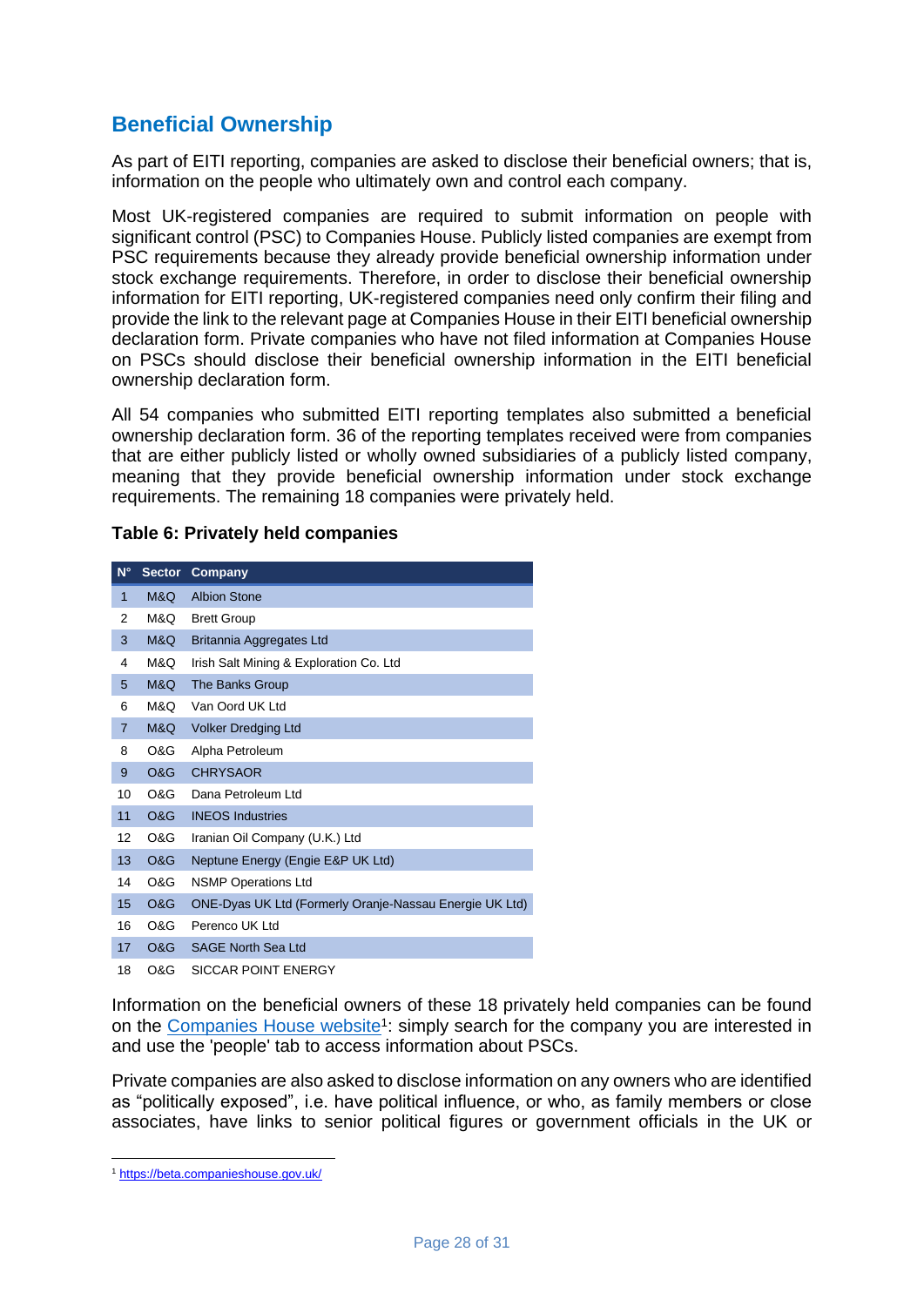## Beneficial Ownership

As part of EITI reporting, companies are asked to disclose their beneficial owners; that is, information on the people who ultimately own and control each company.

Most UK-registered companies are required to submit information on people with significant control (PSC) to Companies House. Publicly listed companies are exempt from PSC requirements because they already provide beneficial ownership information under stock exchange requirements. Therefore, in order to disclose their beneficial ownership information for EITI reporting, UK-registered companies need only confirm their filing and provide the link to the relevant page at Companies House in their EITI beneficial ownership declaration form. Private companies who have not filed information at Companies House on PSCs should disclose their beneficial ownership information in the EITI beneficial ownership declaration form.

All 54 companies who submitted EITI reporting templates also submitted a beneficial ownership declaration form. 36 of the reporting templates received were from companies that are either publicly listed or wholly owned subsidiaries of a publicly listed company, meaning that they provide beneficial ownership information under stock exchange requirements. The remaining 18 companies were privately held.

**Table 6: Privately held companies**

| N° | Sector | Company |
|---|---|---|
| 1 | M&Q | Albion Stone |
| 2 | M&Q | Brett Group |
| 3 | M&Q | Britannia Aggregates Ltd |
| 4 | M&Q | Irish Salt Mining & Exploration Co. Ltd |
| 5 | M&Q | The Banks Group |
| 6 | M&Q | Van Oord UK Ltd |
| 7 | M&Q | Volker Dredging Ltd |
| 8 | O&G | Alpha Petroleum |
| 9 | O&G | CHRYSAOR |
| 10 | O&G | Dana Petroleum Ltd |
| 11 | O&G | INEOS Industries |
| 12 | O&G | Iranian Oil Company (U.K.) Ltd |
| 13 | O&G | Neptune Energy (Engie E&P UK Ltd) |
| 14 | O&G | NSMP Operations Ltd |
| 15 | O&G | ONE-Dyas UK Ltd (Formerly Oranje-Nassau Energie UK Ltd) |
| 16 | O&G | Perenco UK Ltd |
| 17 | O&G | SAGE North Sea Ltd |
| 18 | O&G | SICCAR POINT ENERGY |

Information on the beneficial owners of these 18 privately held companies can be found on the Companies House website[1]: simply search for the company you are interested in and use the 'people' tab to access information about PSCs.

Private companies are also asked to disclose information on any owners who are identified as "politically exposed", i.e. have political influence, or who, as family members or close associates, have links to senior political figures or government officials in the UK or

[1] https://beta.companieshouse.gov.uk/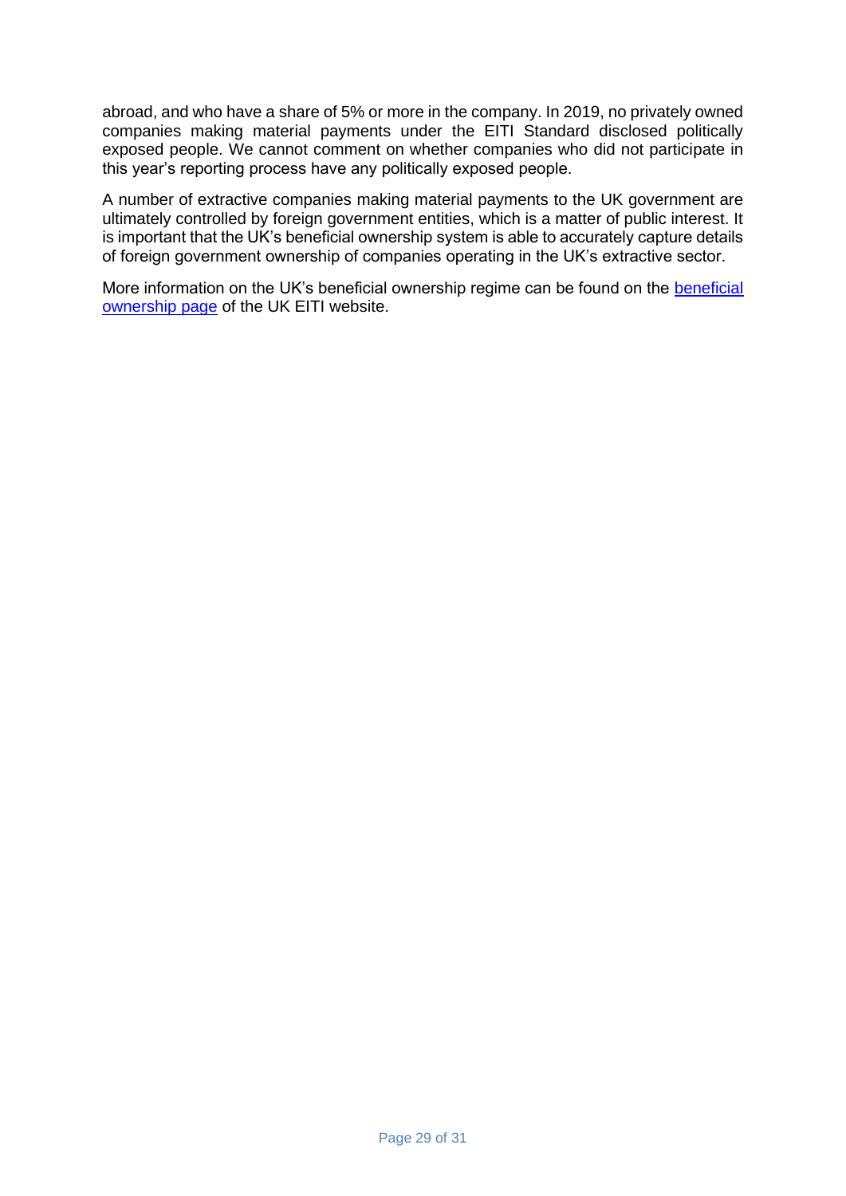abroad, and who have a share of 5% or more in the company. In 2019, no privately owned companies making material payments under the EITI Standard disclosed politically exposed people. We cannot comment on whether companies who did not participate in this year's reporting process have any politically exposed people.

A number of extractive companies making material payments to the UK government are ultimately controlled by foreign government entities, which is a matter of public interest. It is important that the UK's beneficial ownership system is able to accurately capture details of foreign government ownership of companies operating in the UK's extractive sector.

More information on the UK's beneficial ownership regime can be found on the beneficial ownership page of the UK EITI website.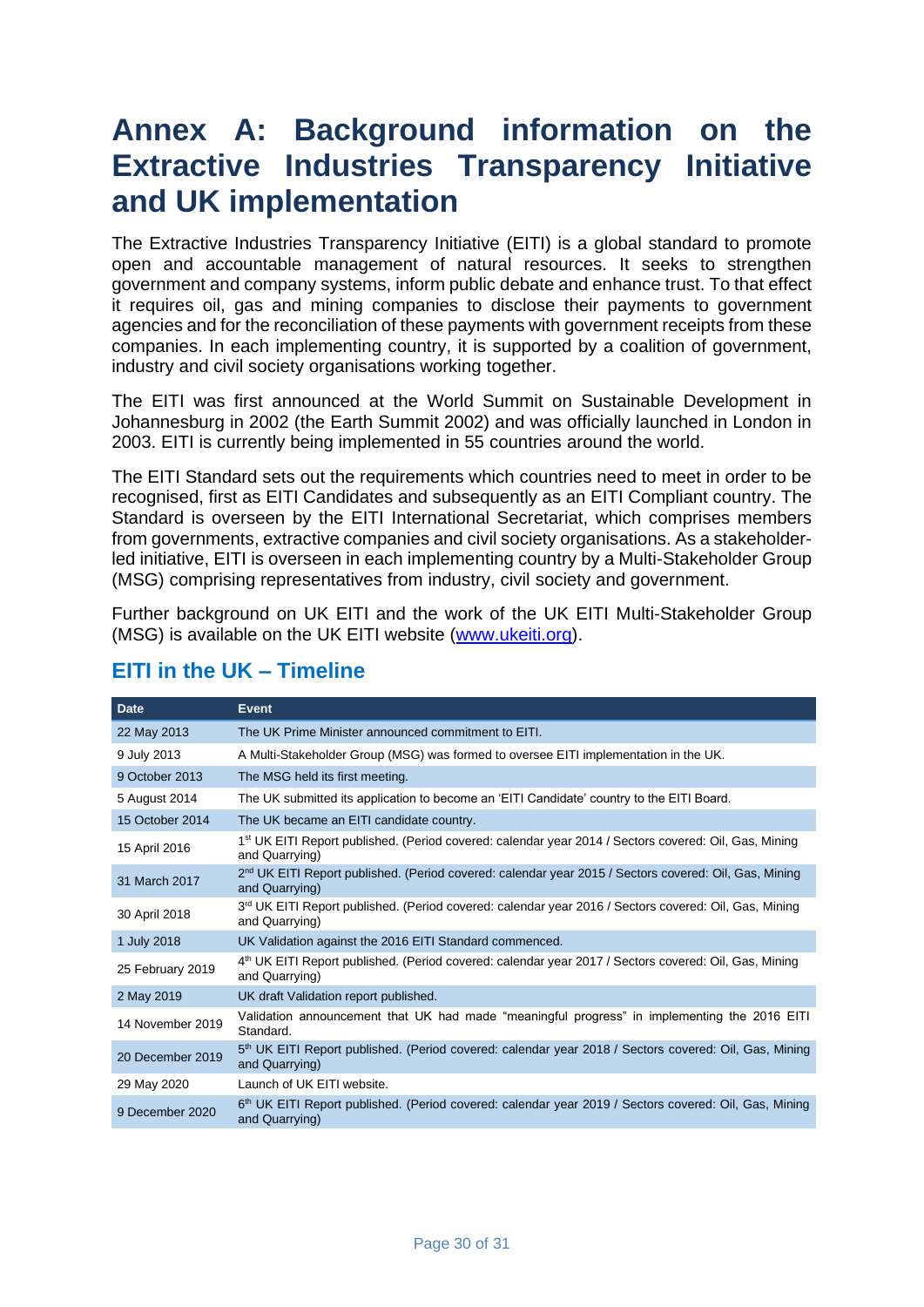# Annex A: Background information on the Extractive Industries Transparency Initiative and UK implementation

The Extractive Industries Transparency Initiative (EITI) is a global standard to promote open and accountable management of natural resources. It seeks to strengthen government and company systems, inform public debate and enhance trust. To that effect it requires oil, gas and mining companies to disclose their payments to government agencies and for the reconciliation of these payments with government receipts from these companies. In each implementing country, it is supported by a coalition of government, industry and civil society organisations working together.

The EITI was first announced at the World Summit on Sustainable Development in Johannesburg in 2002 (the Earth Summit 2002) and was officially launched in London in 2003. EITI is currently being implemented in 55 countries around the world.

The EITI Standard sets out the requirements which countries need to meet in order to be recognised, first as EITI Candidates and subsequently as an EITI Compliant country. The Standard is overseen by the EITI International Secretariat, which comprises members from governments, extractive companies and civil society organisations. As a stakeholder-led initiative, EITI is overseen in each implementing country by a Multi-Stakeholder Group (MSG) comprising representatives from industry, civil society and government.

Further background on UK EITI and the work of the UK EITI Multi-Stakeholder Group (MSG) is available on the UK EITI website (www.ukeiti.org).

## EITI in the UK – Timeline

| Date | Event |
|---|---|
| 22 May 2013 | The UK Prime Minister announced commitment to EITI. |
| 9 July 2013 | A Multi-Stakeholder Group (MSG) was formed to oversee EITI implementation in the UK. |
| 9 October 2013 | The MSG held its first meeting. |
| 5 August 2014 | The UK submitted its application to become an 'EITI Candidate' country to the EITI Board. |
| 15 October 2014 | The UK became an EITI candidate country. |
| 15 April 2016 | 1st UK EITI Report published. (Period covered: calendar year 2014 / Sectors covered: Oil, Gas, Mining and Quarrying) |
| 31 March 2017 | 2nd UK EITI Report published. (Period covered: calendar year 2015 / Sectors covered: Oil, Gas, Mining and Quarrying) |
| 30 April 2018 | 3rd UK EITI Report published. (Period covered: calendar year 2016 / Sectors covered: Oil, Gas, Mining and Quarrying) |
| 1 July 2018 | UK Validation against the 2016 EITI Standard commenced. |
| 25 February 2019 | 4th UK EITI Report published. (Period covered: calendar year 2017 / Sectors covered: Oil, Gas, Mining and Quarrying) |
| 2 May 2019 | UK draft Validation report published. |
| 14 November 2019 | Validation announcement that UK had made "meaningful progress" in implementing the 2016 EITI Standard. |
| 20 December 2019 | 5th UK EITI Report published. (Period covered: calendar year 2018 / Sectors covered: Oil, Gas, Mining and Quarrying) |
| 29 May 2020 | Launch of UK EITI website. |
| 9 December 2020 | 6th UK EITI Report published. (Period covered: calendar year 2019 / Sectors covered: Oil, Gas, Mining and Quarrying) |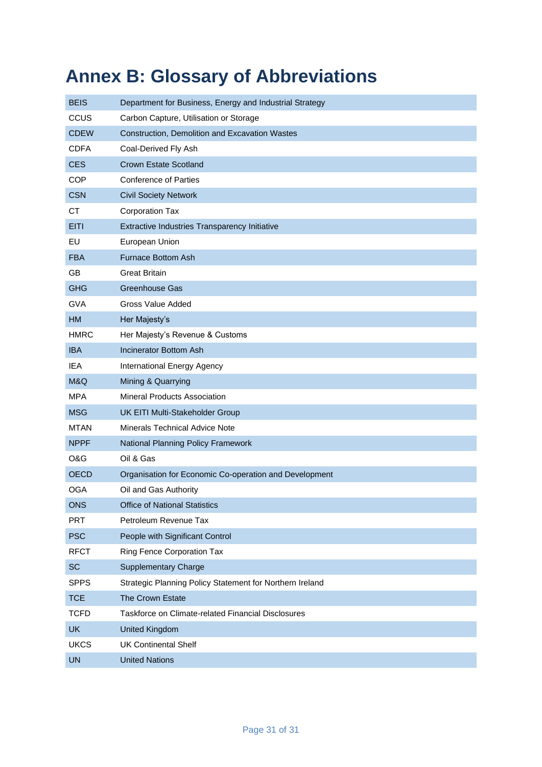# Annex B: Glossary of Abbreviations

| | |
|---|---|
| BEIS | Department for Business, Energy and Industrial Strategy |
| CCUS | Carbon Capture, Utilisation or Storage |
| CDEW | Construction, Demolition and Excavation Wastes |
| CDFA | Coal-Derived Fly Ash |
| CES | Crown Estate Scotland |
| COP | Conference of Parties |
| CSN | Civil Society Network |
| CT | Corporation Tax |
| EITI | Extractive Industries Transparency Initiative |
| EU | European Union |
| FBA | Furnace Bottom Ash |
| GB | Great Britain |
| GHG | Greenhouse Gas |
| GVA | Gross Value Added |
| HM | Her Majesty's |
| HMRC | Her Majesty's Revenue & Customs |
| IBA | Incinerator Bottom Ash |
| IEA | International Energy Agency |
| M&Q | Mining & Quarrying |
| MPA | Mineral Products Association |
| MSG | UK EITI Multi-Stakeholder Group |
| MTAN | Minerals Technical Advice Note |
| NPPF | National Planning Policy Framework |
| O&G | Oil & Gas |
| OECD | Organisation for Economic Co-operation and Development |
| OGA | Oil and Gas Authority |
| ONS | Office of National Statistics |
| PRT | Petroleum Revenue Tax |
| PSC | People with Significant Control |
| RFCT | Ring Fence Corporation Tax |
| SC | Supplementary Charge |
| SPPS | Strategic Planning Policy Statement for Northern Ireland |
| TCE | The Crown Estate |
| TCFD | Taskforce on Climate-related Financial Disclosures |
| UK | United Kingdom |
| UKCS | UK Continental Shelf |
| UN | United Nations |